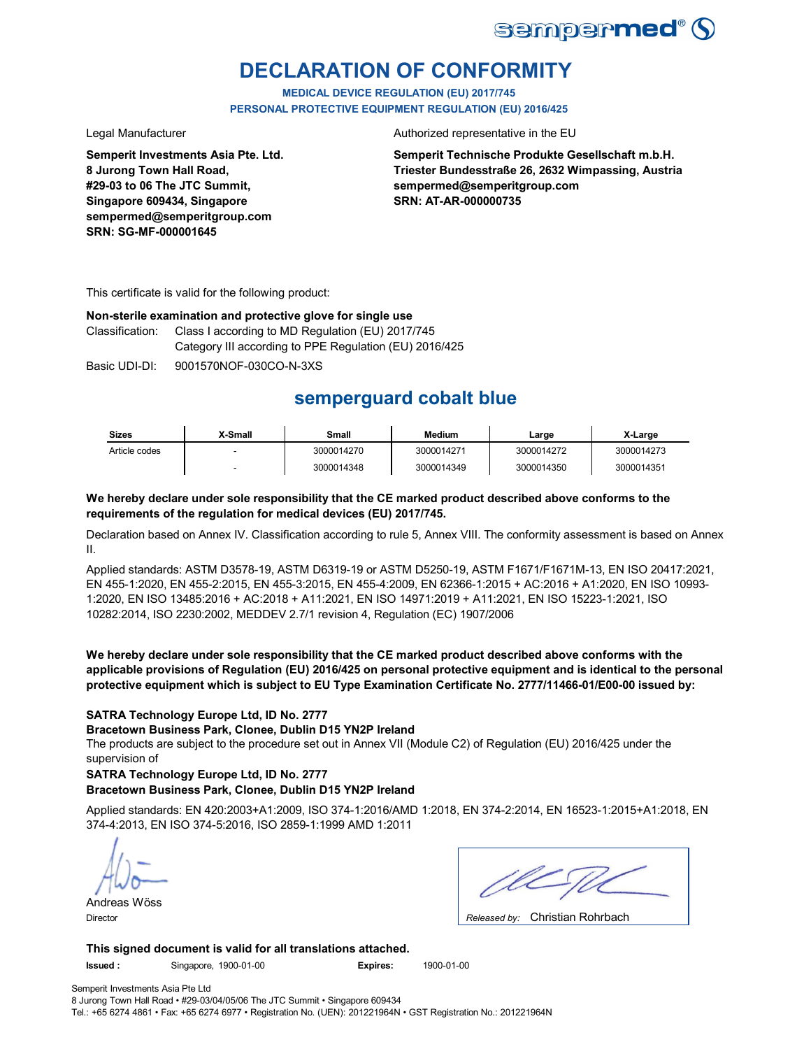# DECLARATION OF CONFORMITY

**MEDICAL DEVICE REGULATION (EU) 2017/745**
**PERSONAL PROTECTIVE EQUIPMENT REGULATION (EU) 2016/425**

Legal Manufacturer

**Semperit Investments Asia Pte. Ltd.**
**8 Jurong Town Hall Road,**
**#29-03 to 06 The JTC Summit,**
**Singapore 609434, Singapore**
**sempermed@semperitgroup.com**
**SRN: SG-MF-000001645**

Authorized representative in the EU

**Semperit Technische Produkte Gesellschaft m.b.H.**
**Triester Bundesstraße 26, 2632 Wimpassing, Austria**
**sempermed@semperitgroup.com**
**SRN: AT-AR-000000735**

This certificate is valid for the following product:

**Non-sterile examination and protective glove for single use**

Classification: Class I according to MD Regulation (EU) 2017/745
Category III according to PPE Regulation (EU) 2016/425

Basic UDI-DI: 9001570NOF-030CO-N-3XS

## semperguard cobalt blue

| Sizes | X-Small | Small | Medium | Large | X-Large |
|---|---|---|---|---|---|
| Article codes | - | 3000014270 | 3000014271 | 3000014272 | 3000014273 |
| | - | 3000014348 | 3000014349 | 3000014350 | 3000014351 |

**We hereby declare under sole responsibility that the CE marked product described above conforms to the requirements of the regulation for medical devices (EU) 2017/745.**

Declaration based on Annex IV. Classification according to rule 5, Annex VIII. The conformity assessment is based on Annex II.

Applied standards: ASTM D3578-19, ASTM D6319-19 or ASTM D5250-19, ASTM F1671/F1671M-13, EN ISO 20417:2021, EN 455-1:2020, EN 455-2:2015, EN 455-3:2015, EN 455-4:2009, EN 62366-1:2015 + AC:2016 + A1:2020, EN ISO 10993-1:2020, EN ISO 13485:2016 + AC:2018 + A11:2021, EN ISO 14971:2019 + A11:2021, EN ISO 15223-1:2021, ISO 10282:2014, ISO 2230:2002, MEDDEV 2.7/1 revision 4, Regulation (EC) 1907/2006

**We hereby declare under sole responsibility that the CE marked product described above conforms with the applicable provisions of Regulation (EU) 2016/425 on personal protective equipment and is identical to the personal protective equipment which is subject to EU Type Examination Certificate No. 2777/11466-01/E00-00 issued by:**

**SATRA Technology Europe Ltd, ID No. 2777**
**Bracetown Business Park, Clonee, Dublin D15 YN2P Ireland**
The products are subject to the procedure set out in Annex VII (Module C2) of Regulation (EU) 2016/425 under the supervision of
**SATRA Technology Europe Ltd, ID No. 2777**
**Bracetown Business Park, Clonee, Dublin D15 YN2P Ireland**

Applied standards: EN 420:2003+A1:2009, ISO 374-1:2016/AMD 1:2018, EN 374-2:2014, EN 16523-1:2015+A1:2018, EN 374-4:2013, EN ISO 374-5:2016, ISO 2859-1:1999 AMD 1:2011

Andreas Wöss
Director

*Released by:* Christian Rohrbach

**This signed document is valid for all translations attached.**

**Issued :** Singapore, 1900-01-00 **Expires:** 1900-01-00

Semperit Investments Asia Pte Ltd
8 Jurong Town Hall Road • #29-03/04/05/06 The JTC Summit • Singapore 609434
Tel.: +65 6274 4861 • Fax: +65 6274 6977 • Registration No. (UEN): 201221964N • GST Registration No.: 201221964N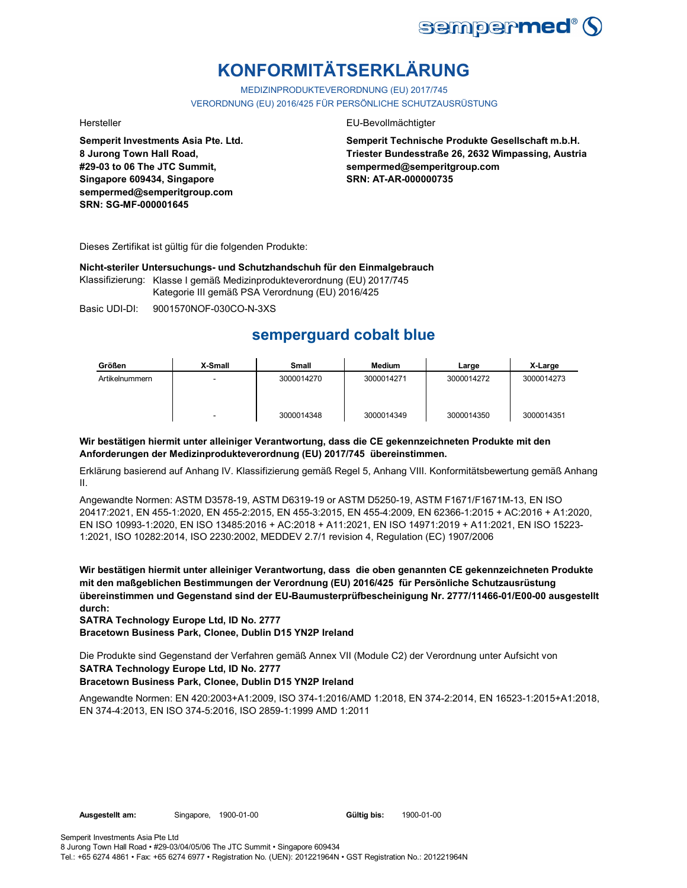# KONFORMITÄTSERKLÄRUNG

MEDIZINPRODUKTEVERORDNUNG (EU) 2017/745
VERORDNUNG (EU) 2016/425 FÜR PERSÖNLICHE SCHUTZAUSRÜSTUNG

Hersteller

**Semperit Investments Asia Pte. Ltd.**
**8 Jurong Town Hall Road,**
**#29-03 to 06 The JTC Summit,**
**Singapore 609434, Singapore**
**sempermed@semperitgroup.com**
**SRN: SG-MF-000001645**

EU-Bevollmächtigter

**Semperit Technische Produkte Gesellschaft m.b.H.**
**Triester Bundesstraße 26, 2632 Wimpassing, Austria**
**sempermed@semperitgroup.com**
**SRN: AT-AR-000000735**

Dieses Zertifikat ist gültig für die folgenden Produkte:

**Nicht-steriler Untersuchungs- und Schutzhandschuh für den Einmalgebrauch**

Klassifizierung: Klasse I gemäß Medizinprodukteverordnung (EU) 2017/745
Kategorie III gemäß PSA Verordnung (EU) 2016/425

Basic UDI-DI: 9001570NOF-030CO-N-3XS

## semperguard cobalt blue

| Größen | X-Small | Small | Medium | Large | X-Large |
|---|---|---|---|---|---|
| Artikelnummern | - | 3000014270 | 3000014271 | 3000014272 | 3000014273 |
| | - | 3000014348 | 3000014349 | 3000014350 | 3000014351 |

**Wir bestätigen hiermit unter alleiniger Verantwortung, dass die CE gekennzeichneten Produkte mit den Anforderungen der Medizinprodukteverordnung (EU) 2017/745 übereinstimmen.**

Erklärung basierend auf Anhang IV. Klassifizierung gemäß Regel 5, Anhang VIII. Konformitätsbewertung gemäß Anhang II.

Angewandte Normen: ASTM D3578-19, ASTM D6319-19 or ASTM D5250-19, ASTM F1671/F1671M-13, EN ISO 20417:2021, EN 455-1:2020, EN 455-2:2015, EN 455-3:2015, EN 455-4:2009, EN 62366-1:2015 + AC:2016 + A1:2020, EN ISO 10993-1:2020, EN ISO 13485:2016 + AC:2018 + A11:2021, EN ISO 14971:2019 + A11:2021, EN ISO 15223-1:2021, ISO 10282:2014, ISO 2230:2002, MEDDEV 2.7/1 revision 4, Regulation (EC) 1907/2006

**Wir bestätigen hiermit unter alleiniger Verantwortung, dass die oben genannten CE gekennzeichneten Produkte mit den maßgeblichen Bestimmungen der Verordnung (EU) 2016/425 für Persönliche Schutzausrüstung übereinstimmen und Gegenstand sind der EU-Baumusterprüfbescheinigung Nr. 2777/11466-01/E00-00 ausgestellt durch:**
**SATRA Technology Europe Ltd, ID No. 2777**
**Bracetown Business Park, Clonee, Dublin D15 YN2P Ireland**

Die Produkte sind Gegenstand der Verfahren gemäß Annex VII (Module C2) der Verordnung unter Aufsicht von
**SATRA Technology Europe Ltd, ID No. 2777**
**Bracetown Business Park, Clonee, Dublin D15 YN2P Ireland**

Angewandte Normen: EN 420:2003+A1:2009, ISO 374-1:2016/AMD 1:2018, EN 374-2:2014, EN 16523-1:2015+A1:2018, EN 374-4:2013, EN ISO 374-5:2016, ISO 2859-1:1999 AMD 1:2011

**Ausgestellt am:** Singapore, 1900-01-00 **Gültig bis:** 1900-01-00

Semperit Investments Asia Pte Ltd
8 Jurong Town Hall Road • #29-03/04/05/06 The JTC Summit • Singapore 609434
Tel.: +65 6274 4861 • Fax: +65 6274 6977 • Registration No. (UEN): 201221964N • GST Registration No.: 201221964N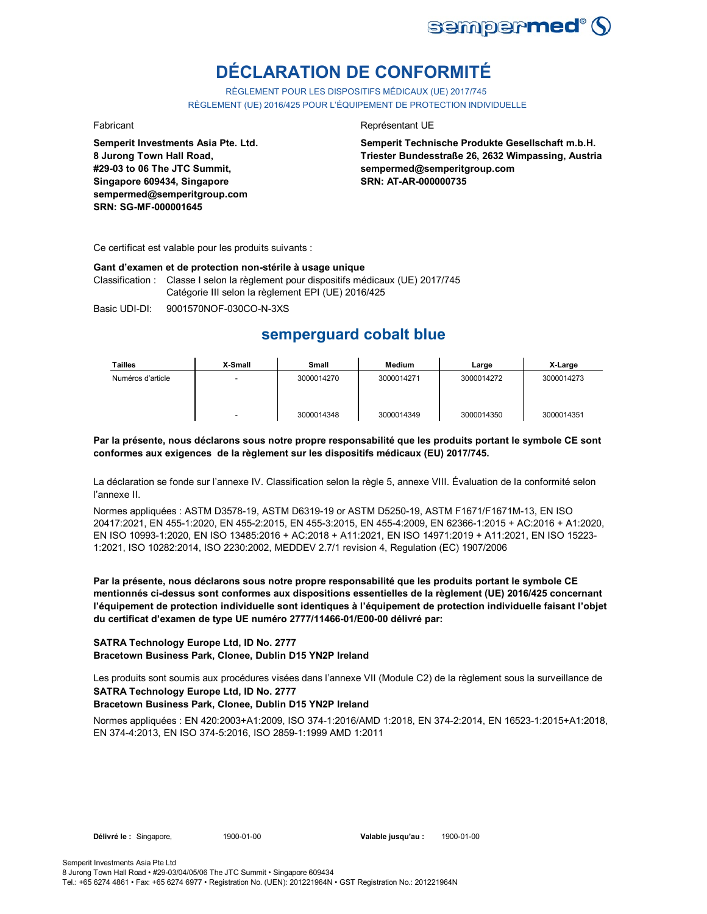# DÉCLARATION DE CONFORMITÉ

RÈGLEMENT POUR LES DISPOSITIFS MÉDICAUX (UE) 2017/745
RÈGLEMENT (UE) 2016/425 POUR L'ÉQUIPEMENT DE PROTECTION INDIVIDUELLE

Fabricant

**Semperit Investments Asia Pte. Ltd.**
**8 Jurong Town Hall Road,**
**#29-03 to 06 The JTC Summit,**
**Singapore 609434, Singapore**
**sempermed@semperitgroup.com**
**SRN: SG-MF-000001645**

Représentant UE

**Semperit Technische Produkte Gesellschaft m.b.H.**
**Triester Bundesstraße 26, 2632 Wimpassing, Austria**
**sempermed@semperitgroup.com**
**SRN: AT-AR-000000735**

Ce certificat est valable pour les produits suivants :

**Gant d'examen et de protection non-stérile à usage unique**

Classification : Classe I selon la règlement pour dispositifs médicaux (UE) 2017/745
Catégorie III selon la règlement EPI (UE) 2016/425

Basic UDI-DI: 9001570NOF-030CO-N-3XS

## semperguard cobalt blue

| Tailles | X-Small | Small | Medium | Large | X-Large |
|---|---|---|---|---|---|
| Numéros d'article | - | 3000014270 | 3000014271 | 3000014272 | 3000014273 |
| | - | 3000014348 | 3000014349 | 3000014350 | 3000014351 |

**Par la présente, nous déclarons sous notre propre responsabilité que les produits portant le symbole CE sont conformes aux exigences de la règlement sur les dispositifs médicaux (EU) 2017/745.**

La déclaration se fonde sur l'annexe IV. Classification selon la règle 5, annexe VIII. Évaluation de la conformité selon l'annexe II.

Normes appliquées : ASTM D3578-19, ASTM D6319-19 or ASTM D5250-19, ASTM F1671/F1671M-13, EN ISO 20417:2021, EN 455-1:2020, EN 455-2:2015, EN 455-3:2015, EN 455-4:2009, EN 62366-1:2015 + AC:2016 + A1:2020, EN ISO 10993-1:2020, EN ISO 13485:2016 + AC:2018 + A11:2021, EN ISO 14971:2019 + A11:2021, EN ISO 15223-1:2021, ISO 10282:2014, ISO 2230:2002, MEDDEV 2.7/1 revision 4, Regulation (EC) 1907/2006

**Par la présente, nous déclarons sous notre propre responsabilité que les produits portant le symbole CE mentionnés ci-dessus sont conformes aux dispositions essentielles de la règlement (UE) 2016/425 concernant l'équipement de protection individuelle sont identiques à l'équipement de protection individuelle faisant l'objet du certificat d'examen de type UE numéro 2777/11466-01/E00-00 délivré par:**

**SATRA Technology Europe Ltd, ID No. 2777**
**Bracetown Business Park, Clonee, Dublin D15 YN2P Ireland**

Les produits sont soumis aux procédures visées dans l'annexe VII (Module C2) de la règlement sous la surveillance de
**SATRA Technology Europe Ltd, ID No. 2777**
**Bracetown Business Park, Clonee, Dublin D15 YN2P Ireland**

Normes appliquées : EN 420:2003+A1:2009, ISO 374-1:2016/AMD 1:2018, EN 374-2:2014, EN 16523-1:2015+A1:2018, EN 374-4:2013, EN ISO 374-5:2016, ISO 2859-1:1999 AMD 1:2011

**Délivré le :** Singapore, 1900-01-00 **Valable jusqu'au :** 1900-01-00

Semperit Investments Asia Pte Ltd
8 Jurong Town Hall Road • #29-03/04/05/06 The JTC Summit • Singapore 609434
Tel.: +65 6274 4861 • Fax: +65 6274 6977 • Registration No. (UEN): 201221964N • GST Registration No.: 201221964N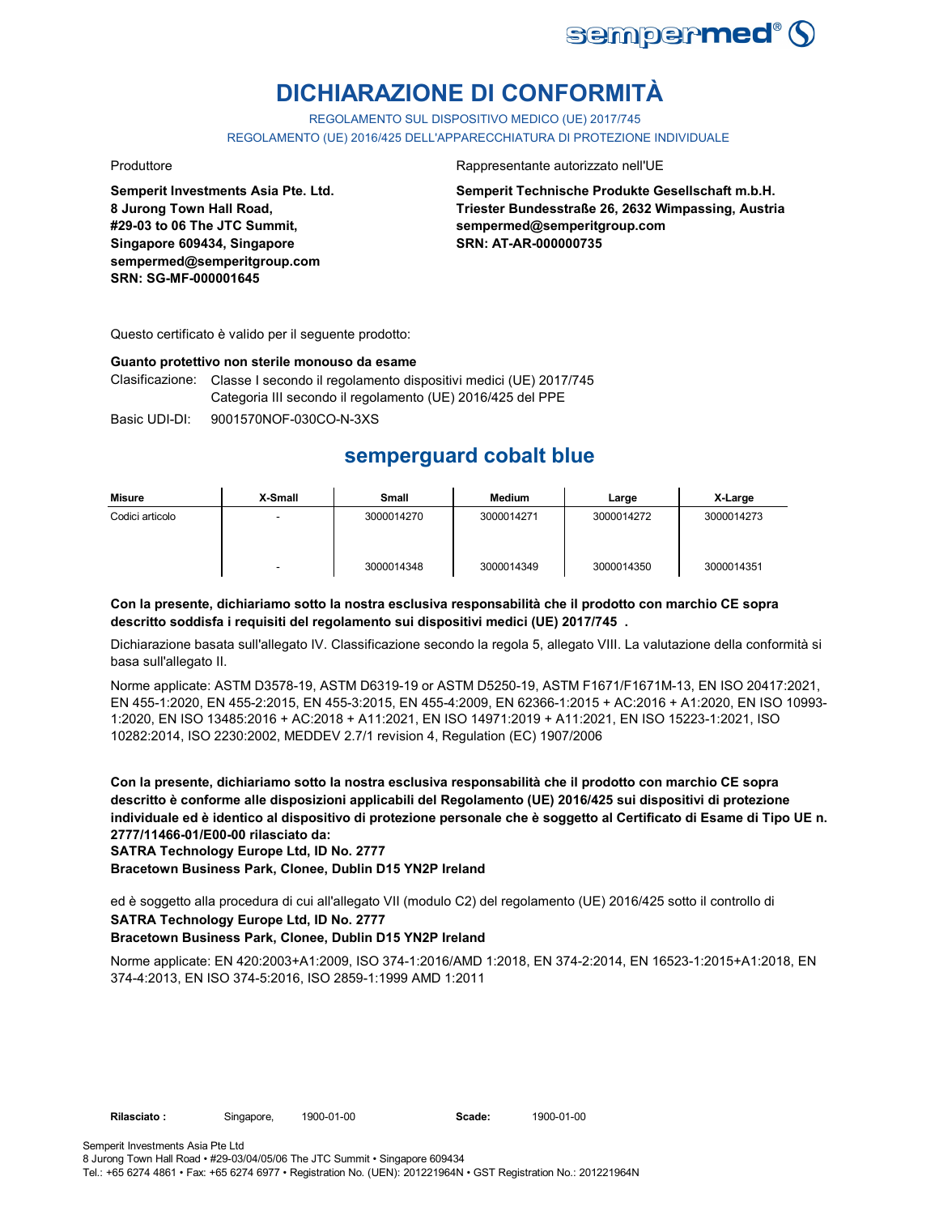# DICHIARAZIONE DI CONFORMITÀ

REGOLAMENTO SUL DISPOSITIVO MEDICO (UE) 2017/745

REGOLAMENTO (UE) 2016/425 DELL'APPARECCHIATURA DI PROTEZIONE INDIVIDUALE

Produttore

**Semperit Investments Asia Pte. Ltd.**
**8 Jurong Town Hall Road,**
**#29-03 to 06 The JTC Summit,**
**Singapore 609434, Singapore**
**sempermed@semperitgroup.com**
**SRN: SG-MF-000001645**

Rappresentante autorizzato nell'UE

**Semperit Technische Produkte Gesellschaft m.b.H.**
**Triester Bundesstraße 26, 2632 Wimpassing, Austria**
**sempermed@semperitgroup.com**
**SRN: AT-AR-000000735**

Questo certificato è valido per il seguente prodotto:

**Guanto protettivo non sterile monouso da esame**

Clasificazione: Classe I secondo il regolamento dispositivi medici (UE) 2017/745
Categoria III secondo il regolamento (UE) 2016/425 del PPE

Basic UDI-DI: 9001570NOF-030CO-N-3XS

## semperguard cobalt blue

| Misure | X-Small | Small | Medium | Large | X-Large |
|---|---|---|---|---|---|
| Codici articolo | - | 3000014270 | 3000014271 | 3000014272 | 3000014273 |
| | - | 3000014348 | 3000014349 | 3000014350 | 3000014351 |

**Con la presente, dichiariamo sotto la nostra esclusiva responsabilità che il prodotto con marchio CE sopra descritto soddisfa i requisiti del regolamento sui dispositivi medici (UE) 2017/745 .**

Dichiarazione basata sull'allegato IV. Classificazione secondo la regola 5, allegato VIII. La valutazione della conformità si basa sull'allegato II.

Norme applicate: ASTM D3578-19, ASTM D6319-19 or ASTM D5250-19, ASTM F1671/F1671M-13, EN ISO 20417:2021, EN 455-1:2020, EN 455-2:2015, EN 455-3:2015, EN 455-4:2009, EN 62366-1:2015 + AC:2016 + A1:2020, EN ISO 10993-1:2020, EN ISO 13485:2016 + AC:2018 + A11:2021, EN ISO 14971:2019 + A11:2021, EN ISO 15223-1:2021, ISO 10282:2014, ISO 2230:2002, MEDDEV 2.7/1 revision 4, Regulation (EC) 1907/2006

**Con la presente, dichiariamo sotto la nostra esclusiva responsabilità che il prodotto con marchio CE sopra descritto è conforme alle disposizioni applicabili del Regolamento (UE) 2016/425 sui dispositivi di protezione individuale ed è identico al dispositivo di protezione personale che è soggetto al Certificato di Esame di Tipo UE n. 2777/11466-01/E00-00 rilasciato da:**
**SATRA Technology Europe Ltd, ID No. 2777**
**Bracetown Business Park, Clonee, Dublin D15 YN2P Ireland**

ed è soggetto alla procedura di cui all'allegato VII (modulo C2) del regolamento (UE) 2016/425 sotto il controllo di
**SATRA Technology Europe Ltd, ID No. 2777**
**Bracetown Business Park, Clonee, Dublin D15 YN2P Ireland**

Norme applicate: EN 420:2003+A1:2009, ISO 374-1:2016/AMD 1:2018, EN 374-2:2014, EN 16523-1:2015+A1:2018, EN 374-4:2013, EN ISO 374-5:2016, ISO 2859-1:1999 AMD 1:2011

**Rilasciato :** Singapore, 1900-01-00 **Scade:** 1900-01-00

Semperit Investments Asia Pte Ltd
8 Jurong Town Hall Road • #29-03/04/05/06 The JTC Summit • Singapore 609434
Tel.: +65 6274 4861 • Fax: +65 6274 6977 • Registration No. (UEN): 201221964N • GST Registration No.: 201221964N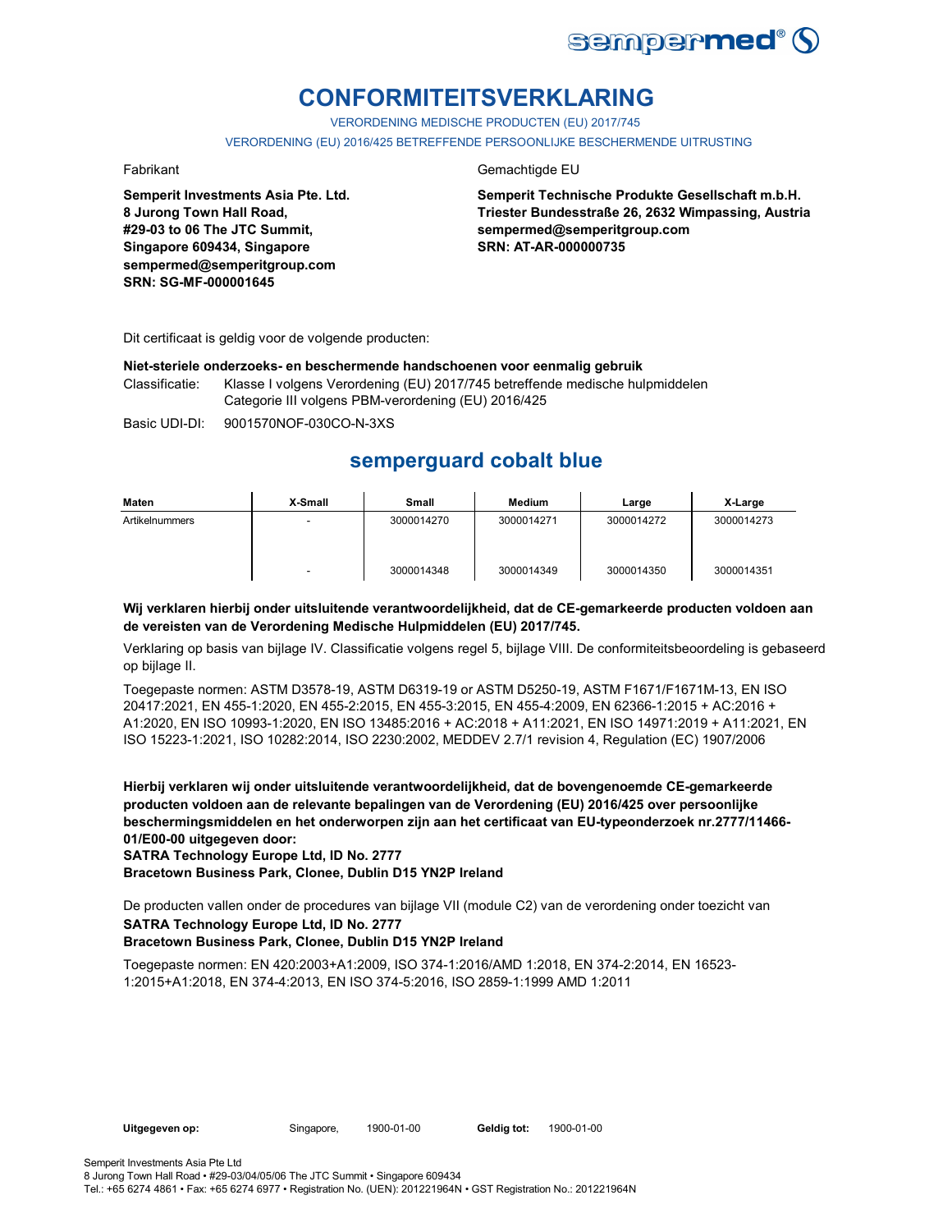# CONFORMITEITSVERKLARING

VERORDENING MEDISCHE PRODUCTEN (EU) 2017/745

VERORDENING (EU) 2016/425 BETREFFENDE PERSOONLIJKE BESCHERMENDE UITRUSTING

Fabrikant

**Semperit Investments Asia Pte. Ltd.**
**8 Jurong Town Hall Road,**
**#29-03 to 06 The JTC Summit,**
**Singapore 609434, Singapore**
**sempermed@semperitgroup.com**
**SRN: SG-MF-000001645**

Gemachtigde EU

**Semperit Technische Produkte Gesellschaft m.b.H.**
**Triester Bundesstraße 26, 2632 Wimpassing, Austria**
**sempermed@semperitgroup.com**
**SRN: AT-AR-000000735**

Dit certificaat is geldig voor de volgende producten:

**Niet-steriele onderzoeks- en beschermende handschoenen voor eenmalig gebruik**

Classificatie: Klasse I volgens Verordening (EU) 2017/745 betreffende medische hulpmiddelen
Categorie III volgens PBM-verordening (EU) 2016/425

Basic UDI-DI: 9001570NOF-030CO-N-3XS

## semperguard cobalt blue

| Maten | X-Small | Small | Medium | Large | X-Large |
|---|---|---|---|---|---|
| Artikelnummers | - | 3000014270 | 3000014271 | 3000014272 | 3000014273 |
| | - | 3000014348 | 3000014349 | 3000014350 | 3000014351 |

**Wij verklaren hierbij onder uitsluitende verantwoordelijkheid, dat de CE-gemarkeerde producten voldoen aan de vereisten van de Verordening Medische Hulpmiddelen (EU) 2017/745.**

Verklaring op basis van bijlage IV. Classificatie volgens regel 5, bijlage VIII. De conformiteitsbeoordeling is gebaseerd op bijlage II.

Toegepaste normen: ASTM D3578-19, ASTM D6319-19 or ASTM D5250-19, ASTM F1671/F1671M-13, EN ISO 20417:2021, EN 455-1:2020, EN 455-2:2015, EN 455-3:2015, EN 455-4:2009, EN 62366-1:2015 + AC:2016 + A1:2020, EN ISO 10993-1:2020, EN ISO 13485:2016 + AC:2018 + A11:2021, EN ISO 14971:2019 + A11:2021, EN ISO 15223-1:2021, ISO 10282:2014, ISO 2230:2002, MEDDEV 2.7/1 revision 4, Regulation (EC) 1907/2006

**Hierbij verklaren wij onder uitsluitende verantwoordelijkheid, dat de bovengenoemde CE-gemarkeerde producten voldoen aan de relevante bepalingen van de Verordening (EU) 2016/425 over persoonlijke beschermingsmiddelen en het onderworpen zijn aan het certificaat van EU-typeonderzoek nr.2777/11466-01/E00-00 uitgegeven door:**
**SATRA Technology Europe Ltd, ID No. 2777**
**Bracetown Business Park, Clonee, Dublin D15 YN2P Ireland**

De producten vallen onder de procedures van bijlage VII (module C2) van de verordening onder toezicht van
**SATRA Technology Europe Ltd, ID No. 2777**
**Bracetown Business Park, Clonee, Dublin D15 YN2P Ireland**

Toegepaste normen: EN 420:2003+A1:2009, ISO 374-1:2016/AMD 1:2018, EN 374-2:2014, EN 16523-1:2015+A1:2018, EN 374-4:2013, EN ISO 374-5:2016, ISO 2859-1:1999 AMD 1:2011

**Uitgegeven op:** Singapore, 1900-01-00 **Geldig tot:** 1900-01-00

Semperit Investments Asia Pte Ltd
8 Jurong Town Hall Road • #29-03/04/05/06 The JTC Summit • Singapore 609434
Tel.: +65 6274 4861 • Fax: +65 6274 6977 • Registration No. (UEN): 201221964N • GST Registration No.: 201221964N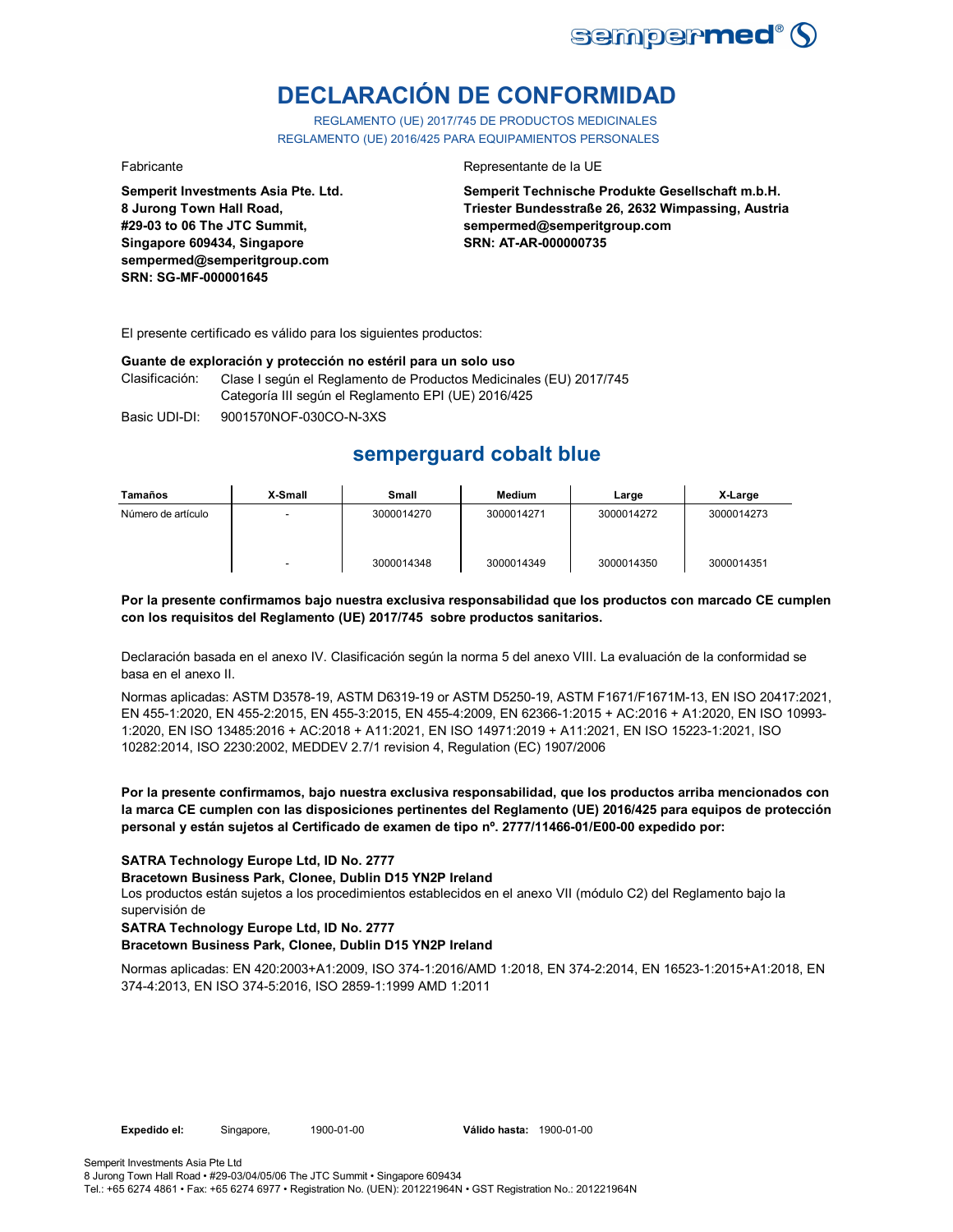# DECLARACIÓN DE CONFORMIDAD

REGLAMENTO (UE) 2017/745 DE PRODUCTOS MEDICINALES
REGLAMENTO (UE) 2016/425 PARA EQUIPAMIENTOS PERSONALES

Fabricante

**Semperit Investments Asia Pte. Ltd.**
**8 Jurong Town Hall Road,**
**#29-03 to 06 The JTC Summit,**
**Singapore 609434, Singapore**
**sempermed@semperitgroup.com**
**SRN: SG-MF-000001645**

Representante de la UE

**Semperit Technische Produkte Gesellschaft m.b.H.**
**Triester Bundesstraße 26, 2632 Wimpassing, Austria**
**sempermed@semperitgroup.com**
**SRN: AT-AR-000000735**

El presente certificado es válido para los siguientes productos:

**Guante de exploración y protección no estéril para un solo uso**

Clasificación: Clase I según el Reglamento de Productos Medicinales (EU) 2017/745
Categoría III según el Reglamento EPI (UE) 2016/425

Basic UDI-DI: 9001570NOF-030CO-N-3XS

## semperguard cobalt blue

| Tamaños | X-Small | Small | Medium | Large | X-Large |
|---|---|---|---|---|---|
| Número de artículo | - | 3000014270 | 3000014271 | 3000014272 | 3000014273 |
| | - | 3000014348 | 3000014349 | 3000014350 | 3000014351 |

**Por la presente confirmamos bajo nuestra exclusiva responsabilidad que los productos con marcado CE cumplen con los requisitos del Reglamento (UE) 2017/745 sobre productos sanitarios.**

Declaración basada en el anexo IV. Clasificación según la norma 5 del anexo VIII. La evaluación de la conformidad se basa en el anexo II.

Normas aplicadas: ASTM D3578-19, ASTM D6319-19 or ASTM D5250-19, ASTM F1671/F1671M-13, EN ISO 20417:2021, EN 455-1:2020, EN 455-2:2015, EN 455-3:2015, EN 455-4:2009, EN 62366-1:2015 + AC:2016 + A1:2020, EN ISO 10993-1:2020, EN ISO 13485:2016 + AC:2018 + A11:2021, EN ISO 14971:2019 + A11:2021, EN ISO 15223-1:2021, ISO 10282:2014, ISO 2230:2002, MEDDEV 2.7/1 revision 4, Regulation (EC) 1907/2006

**Por la presente confirmamos, bajo nuestra exclusiva responsabilidad, que los productos arriba mencionados con la marca CE cumplen con las disposiciones pertinentes del Reglamento (UE) 2016/425 para equipos de protección personal y están sujetos al Certificado de examen de tipo nº. 2777/11466-01/E00-00 expedido por:**

**SATRA Technology Europe Ltd, ID No. 2777**
**Bracetown Business Park, Clonee, Dublin D15 YN2P Ireland**
Los productos están sujetos a los procedimientos establecidos en el anexo VII (módulo C2) del Reglamento bajo la supervisión de
**SATRA Technology Europe Ltd, ID No. 2777**
**Bracetown Business Park, Clonee, Dublin D15 YN2P Ireland**

Normas aplicadas: EN 420:2003+A1:2009, ISO 374-1:2016/AMD 1:2018, EN 374-2:2014, EN 16523-1:2015+A1:2018, EN 374-4:2013, EN ISO 374-5:2016, ISO 2859-1:1999 AMD 1:2011

**Expedido el:** Singapore, 1900-01-00 **Válido hasta:** 1900-01-00

Semperit Investments Asia Pte Ltd
8 Jurong Town Hall Road • #29-03/04/05/06 The JTC Summit • Singapore 609434
Tel.: +65 6274 4861 • Fax: +65 6274 6977 • Registration No. (UEN): 201221964N • GST Registration No.: 201221964N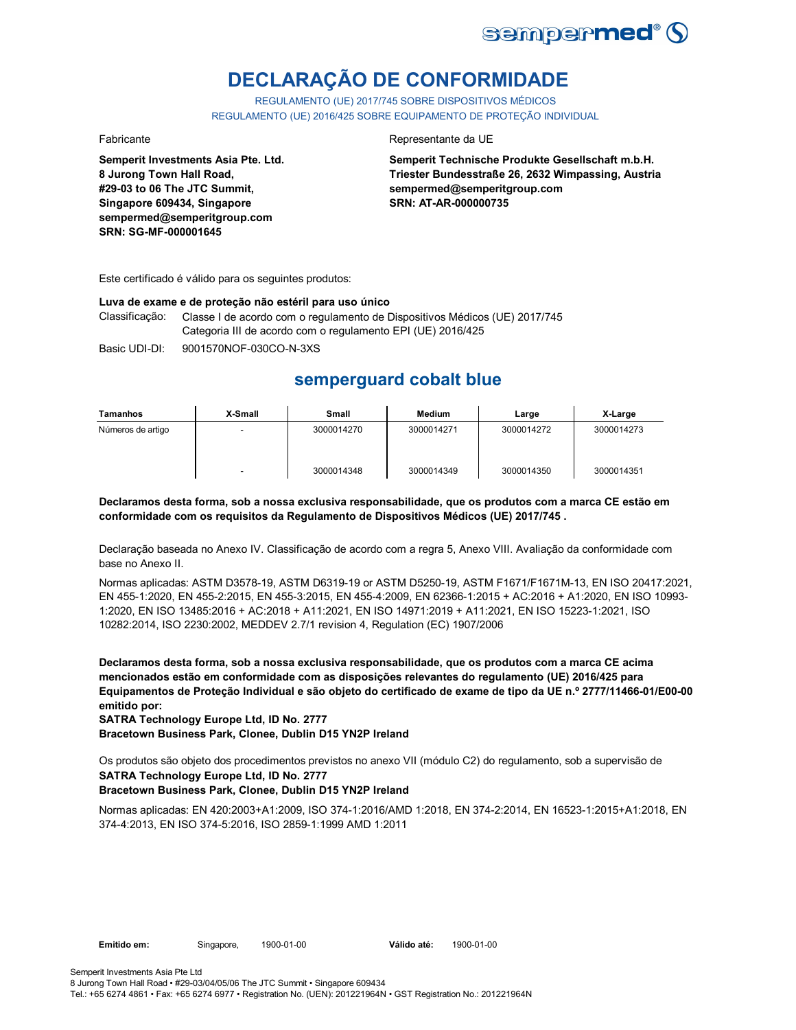# DECLARAÇÃO DE CONFORMIDADE

REGULAMENTO (UE) 2017/745 SOBRE DISPOSITIVOS MÉDICOS
REGULAMENTO (UE) 2016/425 SOBRE EQUIPAMENTO DE PROTEÇÃO INDIVIDUAL

Fabricante

**Semperit Investments Asia Pte. Ltd.**
**8 Jurong Town Hall Road,**
**#29-03 to 06 The JTC Summit,**
**Singapore 609434, Singapore**
**sempermed@semperitgroup.com**
**SRN: SG-MF-000001645**

Representante da UE

**Semperit Technische Produkte Gesellschaft m.b.H.**
**Triester Bundesstraße 26, 2632 Wimpassing, Austria**
**sempermed@semperitgroup.com**
**SRN: AT-AR-000000735**

Este certificado é válido para os seguintes produtos:

**Luva de exame e de proteção não estéril para uso único**

Classificação: Classe I de acordo com o regulamento de Dispositivos Médicos (UE) 2017/745
Categoria III de acordo com o regulamento EPI (UE) 2016/425

Basic UDI-DI: 9001570NOF-030CO-N-3XS

## semperguard cobalt blue

| Tamanhos | X-Small | Small | Medium | Large | X-Large |
|---|---|---|---|---|---|
| Números de artigo | - | 3000014270 | 3000014271 | 3000014272 | 3000014273 |
| | - | 3000014348 | 3000014349 | 3000014350 | 3000014351 |

**Declaramos desta forma, sob a nossa exclusiva responsabilidade, que os produtos com a marca CE estão em conformidade com os requisitos da Regulamento de Dispositivos Médicos (UE) 2017/745 .**

Declaração baseada no Anexo IV. Classificação de acordo com a regra 5, Anexo VIII. Avaliação da conformidade com base no Anexo II.

Normas aplicadas: ASTM D3578-19, ASTM D6319-19 or ASTM D5250-19, ASTM F1671/F1671M-13, EN ISO 20417:2021, EN 455-1:2020, EN 455-2:2015, EN 455-3:2015, EN 455-4:2009, EN 62366-1:2015 + AC:2016 + A1:2020, EN ISO 10993-1:2020, EN ISO 13485:2016 + AC:2018 + A11:2021, EN ISO 14971:2019 + A11:2021, EN ISO 15223-1:2021, ISO 10282:2014, ISO 2230:2002, MEDDEV 2.7/1 revision 4, Regulation (EC) 1907/2006

**Declaramos desta forma, sob a nossa exclusiva responsabilidade, que os produtos com a marca CE acima mencionados estão em conformidade com as disposições relevantes do regulamento (UE) 2016/425 para Equipamentos de Proteção Individual e são objeto do certificado de exame de tipo da UE n.º 2777/11466-01/E00-00 emitido por:**
**SATRA Technology Europe Ltd, ID No. 2777**
**Bracetown Business Park, Clonee, Dublin D15 YN2P Ireland**

Os produtos são objeto dos procedimentos previstos no anexo VII (módulo C2) do regulamento, sob a supervisão de
**SATRA Technology Europe Ltd, ID No. 2777**
**Bracetown Business Park, Clonee, Dublin D15 YN2P Ireland**

Normas aplicadas: EN 420:2003+A1:2009, ISO 374-1:2016/AMD 1:2018, EN 374-2:2014, EN 16523-1:2015+A1:2018, EN 374-4:2013, EN ISO 374-5:2016, ISO 2859-1:1999 AMD 1:2011

**Emitido em:** Singapore, 1900-01-00 **Válido até:** 1900-01-00

Semperit Investments Asia Pte Ltd
8 Jurong Town Hall Road • #29-03/04/05/06 The JTC Summit • Singapore 609434
Tel.: +65 6274 4861 • Fax: +65 6274 6977 • Registration No. (UEN): 201221964N • GST Registration No.: 201221964N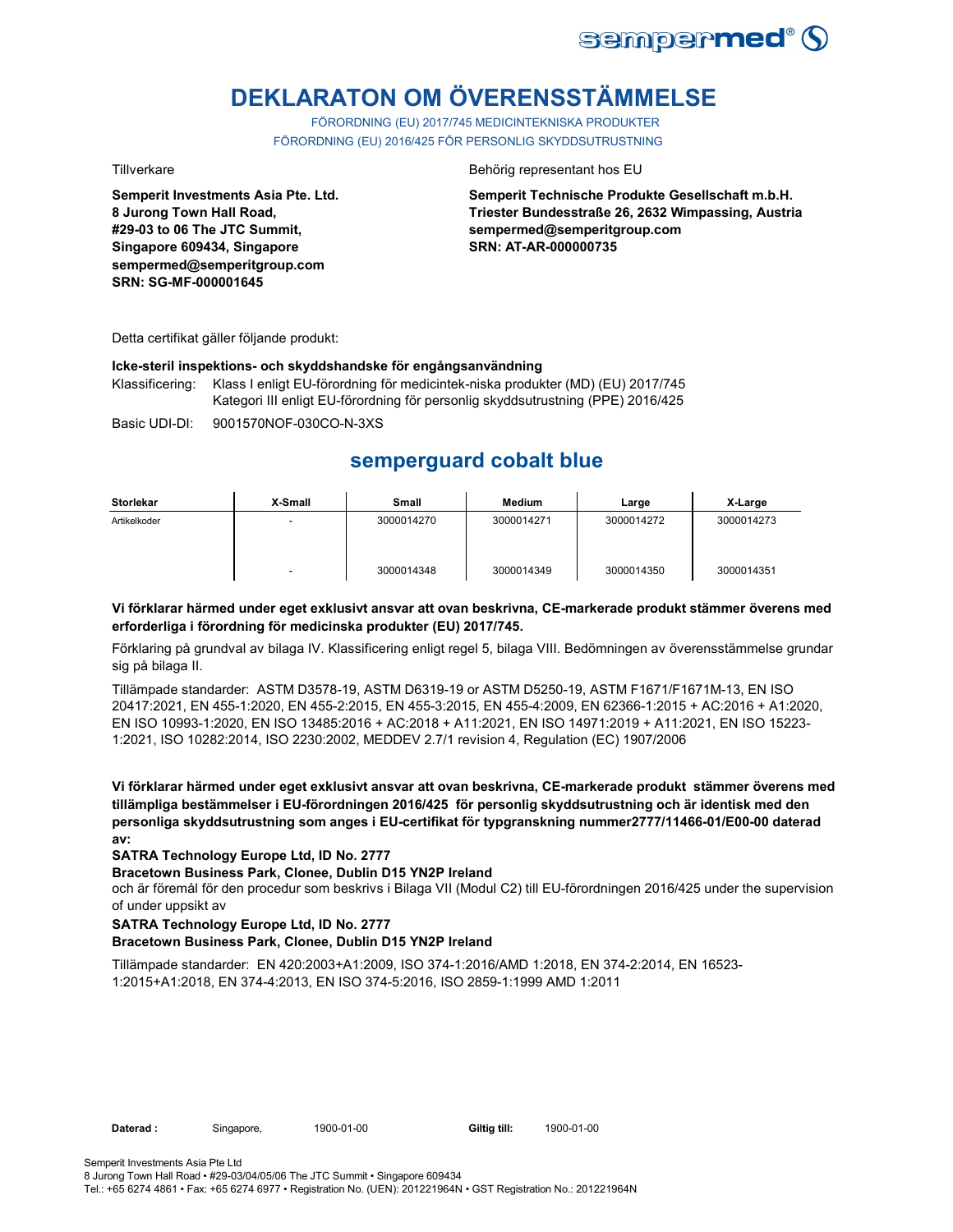# DEKLARATON OM ÖVERENSSTÄMMELSE

FÖRORDNING (EU) 2017/745 MEDICINTEKNISKA PRODUKTER
FÖRORDNING (EU) 2016/425 FÖR PERSONLIG SKYDDSUTRUSTNING

Tillverkare

**Semperit Investments Asia Pte. Ltd.**
**8 Jurong Town Hall Road,**
**#29-03 to 06 The JTC Summit,**
**Singapore 609434, Singapore**
**sempermed@semperitgroup.com**
**SRN: SG-MF-000001645**

Behörig representant hos EU

**Semperit Technische Produkte Gesellschaft m.b.H.**
**Triester Bundesstraße 26, 2632 Wimpassing, Austria**
**sempermed@semperitgroup.com**
**SRN: AT-AR-000000735**

Detta certifikat gäller följande produkt:

**Icke-steril inspektions- och skyddshandske för engångsanvändning**

Klassificering: Klass I enligt EU-förordning för medicintek-niska produkter (MD) (EU) 2017/745
Kategori III enligt EU-förordning för personlig skyddsutrustning (PPE) 2016/425

Basic UDI-DI: 9001570NOF-030CO-N-3XS

## semperguard cobalt blue

| Storlekar | X-Small | Small | Medium | Large | X-Large |
|---|---|---|---|---|---|
| Artikelkoder | - | 3000014270 | 3000014271 | 3000014272 | 3000014273 |
| | - | 3000014348 | 3000014349 | 3000014350 | 3000014351 |

**Vi förklarar härmed under eget exklusivt ansvar att ovan beskrivna, CE-markerade produkt stämmer överens med erforderliga i förordning för medicinska produkter (EU) 2017/745.**

Förklaring på grundval av bilaga IV. Klassificering enligt regel 5, bilaga VIII. Bedömningen av överensstämmelse grundar sig på bilaga II.

Tillämpade standarder: ASTM D3578-19, ASTM D6319-19 or ASTM D5250-19, ASTM F1671/F1671M-13, EN ISO 20417:2021, EN 455-1:2020, EN 455-2:2015, EN 455-3:2015, EN 455-4:2009, EN 62366-1:2015 + AC:2016 + A1:2020, EN ISO 10993-1:2020, EN ISO 13485:2016 + AC:2018 + A11:2021, EN ISO 14971:2019 + A11:2021, EN ISO 15223-1:2021, ISO 10282:2014, ISO 2230:2002, MEDDEV 2.7/1 revision 4, Regulation (EC) 1907/2006

**Vi förklarar härmed under eget exklusivt ansvar att ovan beskrivna, CE-markerade produkt stämmer överens med tillämpliga bestämmelser i EU-förordningen 2016/425 för personlig skyddsutrustning och är identisk med den personliga skyddsutrustning som anges i EU-certifikat för typgranskning nummer2777/11466-01/E00-00 daterad av:**

**SATRA Technology Europe Ltd, ID No. 2777**
**Bracetown Business Park, Clonee, Dublin D15 YN2P Ireland**

och är föremål för den procedur som beskrivs i Bilaga VII (Modul C2) till EU-förordningen 2016/425 under the supervision of under uppsikt av

**SATRA Technology Europe Ltd, ID No. 2777**
**Bracetown Business Park, Clonee, Dublin D15 YN2P Ireland**

Tillämpade standarder: EN 420:2003+A1:2009, ISO 374-1:2016/AMD 1:2018, EN 374-2:2014, EN 16523-1:2015+A1:2018, EN 374-4:2013, EN ISO 374-5:2016, ISO 2859-1:1999 AMD 1:2011

**Daterad :** Singapore, 1900-01-00 **Giltig till:** 1900-01-00

Semperit Investments Asia Pte Ltd
8 Jurong Town Hall Road • #29-03/04/05/06 The JTC Summit • Singapore 609434
Tel.: +65 6274 4861 • Fax: +65 6274 6977 • Registration No. (UEN): 201221964N • GST Registration No.: 201221964N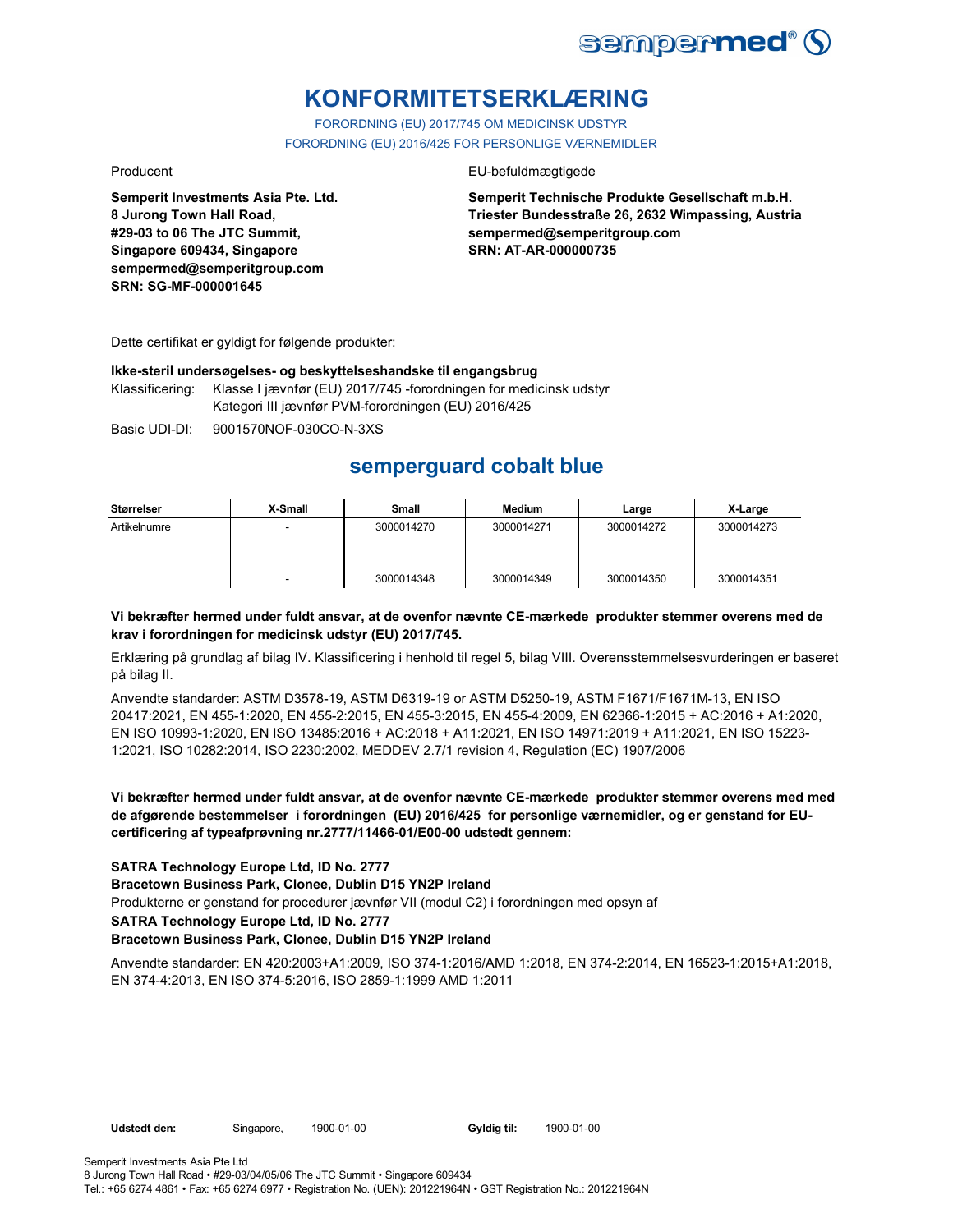# KONFORMITETSERKLÆRING

FORORDNING (EU) 2017/745 OM MEDICINSK UDSTYR
FORORDNING (EU) 2016/425 FOR PERSONLIGE VÆRNEMIDLER

Producent

**Semperit Investments Asia Pte. Ltd.**
**8 Jurong Town Hall Road,**
**#29-03 to 06 The JTC Summit,**
**Singapore 609434, Singapore**
**sempermed@semperitgroup.com**
**SRN: SG-MF-000001645**

EU-befuldmægtigede

**Semperit Technische Produkte Gesellschaft m.b.H.**
**Triester Bundesstraße 26, 2632 Wimpassing, Austria**
**sempermed@semperitgroup.com**
**SRN: AT-AR-000000735**

Dette certifikat er gyldigt for følgende produkter:

**Ikke-steril undersøgelses- og beskyttelseshandske til engangsbrug**

Klassificering: Klasse I jævnfør (EU) 2017/745 -forordningen for medicinsk udstyr
Kategori III jævnfør PVM-forordningen (EU) 2016/425

Basic UDI-DI: 9001570NOF-030CO-N-3XS

## semperguard cobalt blue

| Størrelser | X-Small | Small | Medium | Large | X-Large |
|---|---|---|---|---|---|
| Artikelnumre | - | 3000014270 | 3000014271 | 3000014272 | 3000014273 |
| | - | 3000014348 | 3000014349 | 3000014350 | 3000014351 |

**Vi bekræfter hermed under fuldt ansvar, at de ovenfor nævnte CE-mærkede produkter stemmer overens med de krav i forordningen for medicinsk udstyr (EU) 2017/745.**

Erklæring på grundlag af bilag IV. Klassificering i henhold til regel 5, bilag VIII. Overensstemmelsesvurderingen er baseret på bilag II.

Anvendte standarder: ASTM D3578-19, ASTM D6319-19 or ASTM D5250-19, ASTM F1671/F1671M-13, EN ISO 20417:2021, EN 455-1:2020, EN 455-2:2015, EN 455-3:2015, EN 455-4:2009, EN 62366-1:2015 + AC:2016 + A1:2020, EN ISO 10993-1:2020, EN ISO 13485:2016 + AC:2018 + A11:2021, EN ISO 14971:2019 + A11:2021, EN ISO 15223-1:2021, ISO 10282:2014, ISO 2230:2002, MEDDEV 2.7/1 revision 4, Regulation (EC) 1907/2006

**Vi bekræfter hermed under fuldt ansvar, at de ovenfor nævnte CE-mærkede produkter stemmer overens med med de afgørende bestemmelser i forordningen (EU) 2016/425 for personlige værnemidler, og er genstand for EU-certificering af typeafprøvning nr.2777/11466-01/E00-00 udstedt gennem:**

**SATRA Technology Europe Ltd, ID No. 2777**
**Bracetown Business Park, Clonee, Dublin D15 YN2P Ireland**
Produkterne er genstand for procedurer jævnfør VII (modul C2) i forordningen med opsyn af
**SATRA Technology Europe Ltd, ID No. 2777**
**Bracetown Business Park, Clonee, Dublin D15 YN2P Ireland**

Anvendte standarder: EN 420:2003+A1:2009, ISO 374-1:2016/AMD 1:2018, EN 374-2:2014, EN 16523-1:2015+A1:2018, EN 374-4:2013, EN ISO 374-5:2016, ISO 2859-1:1999 AMD 1:2011

**Udstedt den:** Singapore, 1900-01-00 **Gyldig til:** 1900-01-00

Semperit Investments Asia Pte Ltd
8 Jurong Town Hall Road • #29-03/04/05/06 The JTC Summit • Singapore 609434
Tel.: +65 6274 4861 • Fax: +65 6274 6977 • Registration No. (UEN): 201221964N • GST Registration No.: 201221964N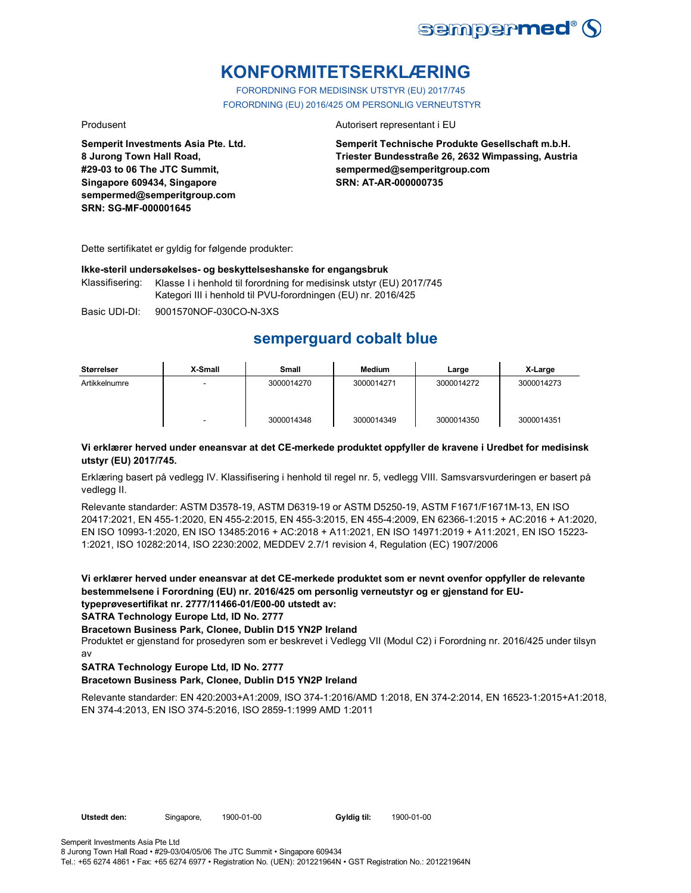# KONFORMITETSERKLÆRING

FORORDNING FOR MEDISINSK UTSTYR (EU) 2017/745

FORORDNING (EU) 2016/425 OM PERSONLIG VERNEUTSTYR

Produsent

**Semperit Investments Asia Pte. Ltd.**
**8 Jurong Town Hall Road,**
**#29-03 to 06 The JTC Summit,**
**Singapore 609434, Singapore**
**sempermed@semperitgroup.com**
**SRN: SG-MF-000001645**

Autorisert representant i EU

**Semperit Technische Produkte Gesellschaft m.b.H.**
**Triester Bundesstraße 26, 2632 Wimpassing, Austria**
**sempermed@semperitgroup.com**
**SRN: AT-AR-000000735**

Dette sertifikatet er gyldig for følgende produkter:

**Ikke-steril undersøkelses- og beskyttelseshanske for engangsbruk**

Klassifisering: Klasse I i henhold til forordning for medisinsk utstyr (EU) 2017/745
Kategori III i henhold til PVU-forordningen (EU) nr. 2016/425

Basic UDI-DI: 9001570NOF-030CO-N-3XS

## semperguard cobalt blue

| Størrelser | X-Small | Small | Medium | Large | X-Large |
|---|---|---|---|---|---|
| Artikkelnumre | - | 3000014270 | 3000014271 | 3000014272 | 3000014273 |
| | - | 3000014348 | 3000014349 | 3000014350 | 3000014351 |

**Vi erklærer herved under eneansvar at det CE-merkede produktet oppfyller de kravene i Uredbet for medisinsk utstyr (EU) 2017/745.**

Erklæring basert på vedlegg IV. Klassifisering i henhold til regel nr. 5, vedlegg VIII. Samsvarsvurderingen er basert på vedlegg II.

Relevante standarder: ASTM D3578-19, ASTM D6319-19 or ASTM D5250-19, ASTM F1671/F1671M-13, EN ISO 20417:2021, EN 455-1:2020, EN 455-2:2015, EN 455-3:2015, EN 455-4:2009, EN 62366-1:2015 + AC:2016 + A1:2020, EN ISO 10993-1:2020, EN ISO 13485:2016 + AC:2018 + A11:2021, EN ISO 14971:2019 + A11:2021, EN ISO 15223-1:2021, ISO 10282:2014, ISO 2230:2002, MEDDEV 2.7/1 revision 4, Regulation (EC) 1907/2006

**Vi erklærer herved under eneansvar at det CE-merkede produktet som er nevnt ovenfor oppfyller de relevante bestemmelsene i Forordning (EU) nr. 2016/425 om personlig verneutstyr og er gjenstand for EU-typeprøvesertifikat nr. 2777/11466-01/E00-00 utstedt av:**

**SATRA Technology Europe Ltd, ID No. 2777**

**Bracetown Business Park, Clonee, Dublin D15 YN2P Ireland**

Produktet er gjenstand for prosedyren som er beskrevet i Vedlegg VII (Modul C2) i Forordning nr. 2016/425 under tilsyn av

**SATRA Technology Europe Ltd, ID No. 2777**

**Bracetown Business Park, Clonee, Dublin D15 YN2P Ireland**

Relevante standarder: EN 420:2003+A1:2009, ISO 374-1:2016/AMD 1:2018, EN 374-2:2014, EN 16523-1:2015+A1:2018, EN 374-4:2013, EN ISO 374-5:2016, ISO 2859-1:1999 AMD 1:2011

**Utstedt den:** Singapore, 1900-01-00 **Gyldig til:** 1900-01-00

Semperit Investments Asia Pte Ltd
8 Jurong Town Hall Road • #29-03/04/05/06 The JTC Summit • Singapore 609434
Tel.: +65 6274 4861 • Fax: +65 6274 6977 • Registration No. (UEN): 201221964N • GST Registration No.: 201221964N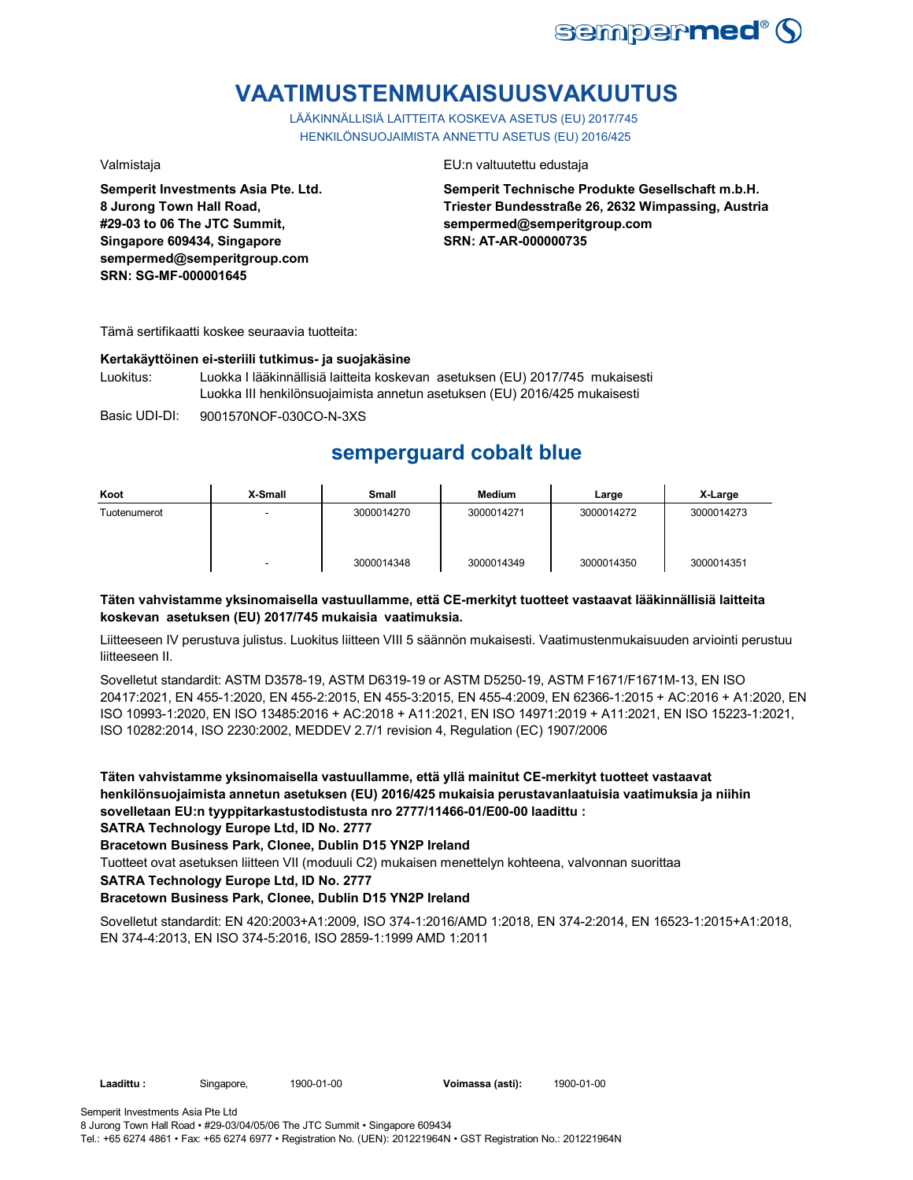# VAATIMUSTENMUKAISUUSVAKUUTUS

LÄÄKINNÄLLISIÄ LAITTEITA KOSKEVA ASETUS (EU) 2017/745
HENKILÖNSUOJAIMISTA ANNETTU ASETUS (EU) 2016/425

Valmistaja

**Semperit Investments Asia Pte. Ltd.**
**8 Jurong Town Hall Road,**
**#29-03 to 06 The JTC Summit,**
**Singapore 609434, Singapore**
**sempermed@semperitgroup.com**
**SRN: SG-MF-000001645**

EU:n valtuutettu edustaja

**Semperit Technische Produkte Gesellschaft m.b.H.**
**Triester Bundesstraße 26, 2632 Wimpassing, Austria**
**sempermed@semperitgroup.com**
**SRN: AT-AR-000000735**

Tämä sertifikaatti koskee seuraavia tuotteita:

**Kertakäyttöinen ei-steriili tutkimus- ja suojakäsine**

Luokitus: Luokka I lääkinnällisiä laitteita koskevan asetuksen (EU) 2017/745 mukaisesti
Luokka III henkilönsuojaimista annetun asetuksen (EU) 2016/425 mukaisesti

Basic UDI-DI: 9001570NOF-030CO-N-3XS

## semperguard cobalt blue

| Koot | X-Small | Small | Medium | Large | X-Large |
|---|---|---|---|---|---|
| Tuotenumerot | - | 3000014270 | 3000014271 | 3000014272 | 3000014273 |
| | - | 3000014348 | 3000014349 | 3000014350 | 3000014351 |

**Täten vahvistamme yksinomaisella vastuullamme, että CE-merkityt tuotteet vastaavat lääkinnällisiä laitteita koskevan asetuksen (EU) 2017/745 mukaisia vaatimuksia.**

Liitteeseen IV perustuva julistus. Luokitus liitteen VIII 5 säännön mukaisesti. Vaatimustenmukaisuuden arviointi perustuu liitteeseen II.

Sovelletut standardit: ASTM D3578-19, ASTM D6319-19 or ASTM D5250-19, ASTM F1671/F1671M-13, EN ISO 20417:2021, EN 455-1:2020, EN 455-2:2015, EN 455-3:2015, EN 455-4:2009, EN 62366-1:2015 + AC:2016 + A1:2020, EN ISO 10993-1:2020, EN ISO 13485:2016 + AC:2018 + A11:2021, EN ISO 14971:2019 + A11:2021, EN ISO 15223-1:2021, ISO 10282:2014, ISO 2230:2002, MEDDEV 2.7/1 revision 4, Regulation (EC) 1907/2006

**Täten vahvistamme yksinomaisella vastuullamme, että yllä mainitut CE-merkityt tuotteet vastaavat henkilönsuojaimista annetun asetuksen (EU) 2016/425 mukaisia perustavanlaatuisia vaatimuksia ja niihin sovelletaan EU:n tyyppitarkastustodistusta nro 2777/11466-01/E00-00 laadittu :**
**SATRA Technology Europe Ltd, ID No. 2777**
**Bracetown Business Park, Clonee, Dublin D15 YN2P Ireland**

Tuotteet ovat asetuksen liitteen VII (moduuli C2) mukaisen menettelyn kohteena, valvonnan suorittaa

**SATRA Technology Europe Ltd, ID No. 2777**
**Bracetown Business Park, Clonee, Dublin D15 YN2P Ireland**

Sovelletut standardit: EN 420:2003+A1:2009, ISO 374-1:2016/AMD 1:2018, EN 374-2:2014, EN 16523-1:2015+A1:2018, EN 374-4:2013, EN ISO 374-5:2016, ISO 2859-1:1999 AMD 1:2011

**Laadittu :** Singapore, 1900-01-00 **Voimassa (asti):** 1900-01-00

Semperit Investments Asia Pte Ltd
8 Jurong Town Hall Road • #29-03/04/05/06 The JTC Summit • Singapore 609434
Tel.: +65 6274 4861 • Fax: +65 6274 6977 • Registration No. (UEN): 201221964N • GST Registration No.: 201221964N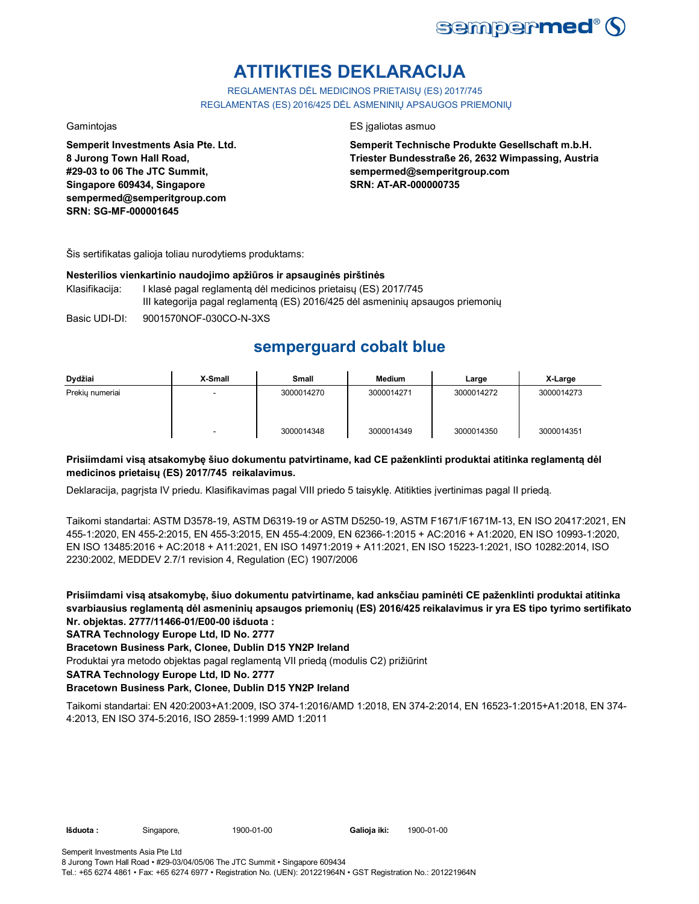# ATITIKTIES DEKLARACIJA

REGLAMENTAS DĖL MEDICINOS PRIETAISŲ (ES) 2017/745
REGLAMENTAS (ES) 2016/425 DĖL ASMENINIŲ APSAUGOS PRIEMONIŲ

Gamintojas

**Semperit Investments Asia Pte. Ltd.**
**8 Jurong Town Hall Road,**
**#29-03 to 06 The JTC Summit,**
**Singapore 609434, Singapore**
**sempermed@semperitgroup.com**
**SRN: SG-MF-000001645**

ES įgaliotas asmuo

**Semperit Technische Produkte Gesellschaft m.b.H.**
**Triester Bundesstraße 26, 2632 Wimpassing, Austria**
**sempermed@semperitgroup.com**
**SRN: AT-AR-000000735**

Šis sertifikatas galioja toliau nurodytiems produktams:

**Nesterilios vienkartinio naudojimo apžiūros ir apsauginės pirštinės**

Klasifikacija: I klasė pagal reglamentą dėl medicinos prietaisų (ES) 2017/745
III kategorija pagal reglamentą (ES) 2016/425 dėl asmeninių apsaugos priemonių

Basic UDI-DI: 9001570NOF-030CO-N-3XS

## semperguard cobalt blue

| Dydžiai | X-Small | Small | Medium | Large | X-Large |
|---|---|---|---|---|---|
| Prekių numeriai | - | 3000014270 | 3000014271 | 3000014272 | 3000014273 |
| | - | 3000014348 | 3000014349 | 3000014350 | 3000014351 |

**Prisiimdami visą atsakomybę šiuo dokumentu patvirtiname, kad CE paženklinti produktai atitinka reglamentą dėl medicinos prietaisų (ES) 2017/745 reikalavimus.**

Deklaracija, pagrįsta IV priedu. Klasifikavimas pagal VIII priedo 5 taisyklę. Atitikties įvertinimas pagal II priedą.

Taikomi standartai: ASTM D3578-19, ASTM D6319-19 or ASTM D5250-19, ASTM F1671/F1671M-13, EN ISO 20417:2021, EN 455-1:2020, EN 455-2:2015, EN 455-3:2015, EN 455-4:2009, EN 62366-1:2015 + AC:2016 + A1:2020, EN ISO 10993-1:2020, EN ISO 13485:2016 + AC:2018 + A11:2021, EN ISO 14971:2019 + A11:2021, EN ISO 15223-1:2021, ISO 10282:2014, ISO 2230:2002, MEDDEV 2.7/1 revision 4, Regulation (EC) 1907/2006

**Prisiimdami visą atsakomybę, šiuo dokumentu patvirtiname, kad anksčiau paminėti CE paženklinti produktai atitinka svarbiausius reglamentą dėl asmeninių apsaugos priemonių (ES) 2016/425 reikalavimus ir yra ES tipo tyrimo sertifikato Nr. objektas. 2777/11466-01/E00-00 išduota :**

**SATRA Technology Europe Ltd, ID No. 2777**

**Bracetown Business Park, Clonee, Dublin D15 YN2P Ireland**

Produktai yra metodo objektas pagal reglamentą VII priedą (modulis C2) prižiūrint

**SATRA Technology Europe Ltd, ID No. 2777**

**Bracetown Business Park, Clonee, Dublin D15 YN2P Ireland**

Taikomi standartai: EN 420:2003+A1:2009, ISO 374-1:2016/AMD 1:2018, EN 374-2:2014, EN 16523-1:2015+A1:2018, EN 374-4:2013, EN ISO 374-5:2016, ISO 2859-1:1999 AMD 1:2011

**Išduota :** Singapore, 1900-01-00 **Galioja iki:** 1900-01-00

Semperit Investments Asia Pte Ltd
8 Jurong Town Hall Road • #29-03/04/05/06 The JTC Summit • Singapore 609434
Tel.: +65 6274 4861 • Fax: +65 6274 6977 • Registration No. (UEN): 201221964N • GST Registration No.: 201221964N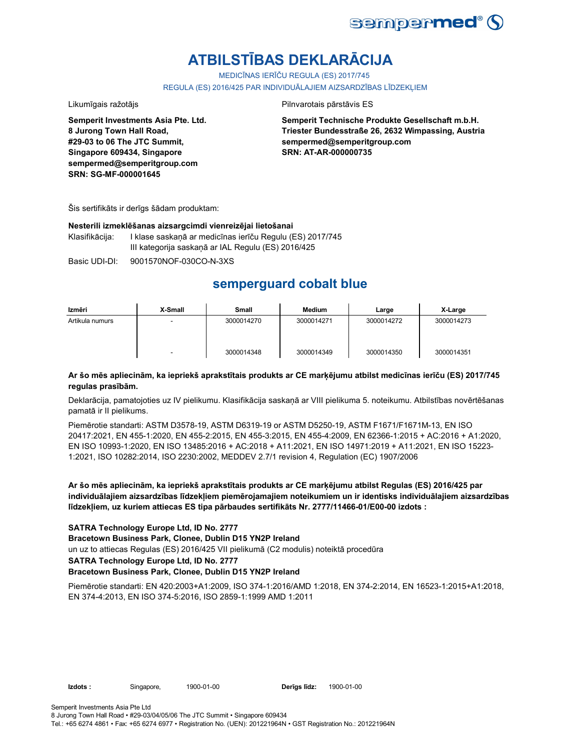# ATBILSTĪBAS DEKLARĀCIJA

MEDICĪNAS IERĪČU REGULA (ES) 2017/745

REGULA (ES) 2016/425 PAR INDIVIDUĀLAJIEM AIZSARDZĪBAS LĪDZEKĻIEM

Likumīgais ražotājs

**Semperit Investments Asia Pte. Ltd.**
**8 Jurong Town Hall Road,**
**#29-03 to 06 The JTC Summit,**
**Singapore 609434, Singapore**
**sempermed@semperitgroup.com**
**SRN: SG-MF-000001645**

Pilnvarotais pārstāvis ES

**Semperit Technische Produkte Gesellschaft m.b.H.**
**Triester Bundesstraße 26, 2632 Wimpassing, Austria**
**sempermed@semperitgroup.com**
**SRN: AT-AR-000000735**

Šis sertifikāts ir derīgs šādam produktam:

**Nesterili izmeklēšanas aizsargcimdi vienreizējai lietošanai**

Klasifikācija: I klase saskaņā ar medicīnas ierīču Regulu (ES) 2017/745
III kategorija saskaņā ar IAL Regulu (ES) 2016/425

Basic UDI-DI: 9001570NOF-030CO-N-3XS

## semperguard cobalt blue

| Izmēri | X-Small | Small | Medium | Large | X-Large |
|---|---|---|---|---|---|
| Artikula numurs | - | 3000014270 | 3000014271 | 3000014272 | 3000014273 |
| | - | 3000014348 | 3000014349 | 3000014350 | 3000014351 |

**Ar šo mēs apliecinām, ka iepriekš aprakstītais produkts ar CE marķējumu atbilst medicīnas ierīču (ES) 2017/745 regulas prasībām.**

Deklarācija, pamatojoties uz IV pielikumu. Klasifikācija saskaņā ar VIII pielikuma 5. noteikumu. Atbilstības novērtēšanas pamatā ir II pielikums.

Piemērotie standarti: ASTM D3578-19, ASTM D6319-19 or ASTM D5250-19, ASTM F1671/F1671M-13, EN ISO 20417:2021, EN 455-1:2020, EN 455-2:2015, EN 455-3:2015, EN 455-4:2009, EN 62366-1:2015 + AC:2016 + A1:2020, EN ISO 10993-1:2020, EN ISO 13485:2016 + AC:2018 + A11:2021, EN ISO 14971:2019 + A11:2021, EN ISO 15223-1:2021, ISO 10282:2014, ISO 2230:2002, MEDDEV 2.7/1 revision 4, Regulation (EC) 1907/2006

**Ar šo mēs apliecinām, ka iepriekš aprakstītais produkts ar CE marķējumu atbilst Regulas (ES) 2016/425 par individuālajiem aizsardzības līdzekļiem piemērojamajiem noteikumiem un ir identisks individuālajiem aizsardzības līdzekļiem, uz kuriem attiecas ES tipa pārbaudes sertifikāts Nr. 2777/11466-01/E00-00 izdots :**

**SATRA Technology Europe Ltd, ID No. 2777**
**Bracetown Business Park, Clonee, Dublin D15 YN2P Ireland**
un uz to attiecas Regulas (ES) 2016/425 VII pielikumā (C2 modulis) noteiktā procedūra
**SATRA Technology Europe Ltd, ID No. 2777**
**Bracetown Business Park, Clonee, Dublin D15 YN2P Ireland**

Piemērotie standarti: EN 420:2003+A1:2009, ISO 374-1:2016/AMD 1:2018, EN 374-2:2014, EN 16523-1:2015+A1:2018, EN 374-4:2013, EN ISO 374-5:2016, ISO 2859-1:1999 AMD 1:2011

**Izdots :** Singapore, 1900-01-00 **Derīgs līdz:** 1900-01-00

Semperit Investments Asia Pte Ltd
8 Jurong Town Hall Road • #29-03/04/05/06 The JTC Summit • Singapore 609434
Tel.: +65 6274 4861 • Fax: +65 6274 6977 • Registration No. (UEN): 201221964N • GST Registration No.: 201221964N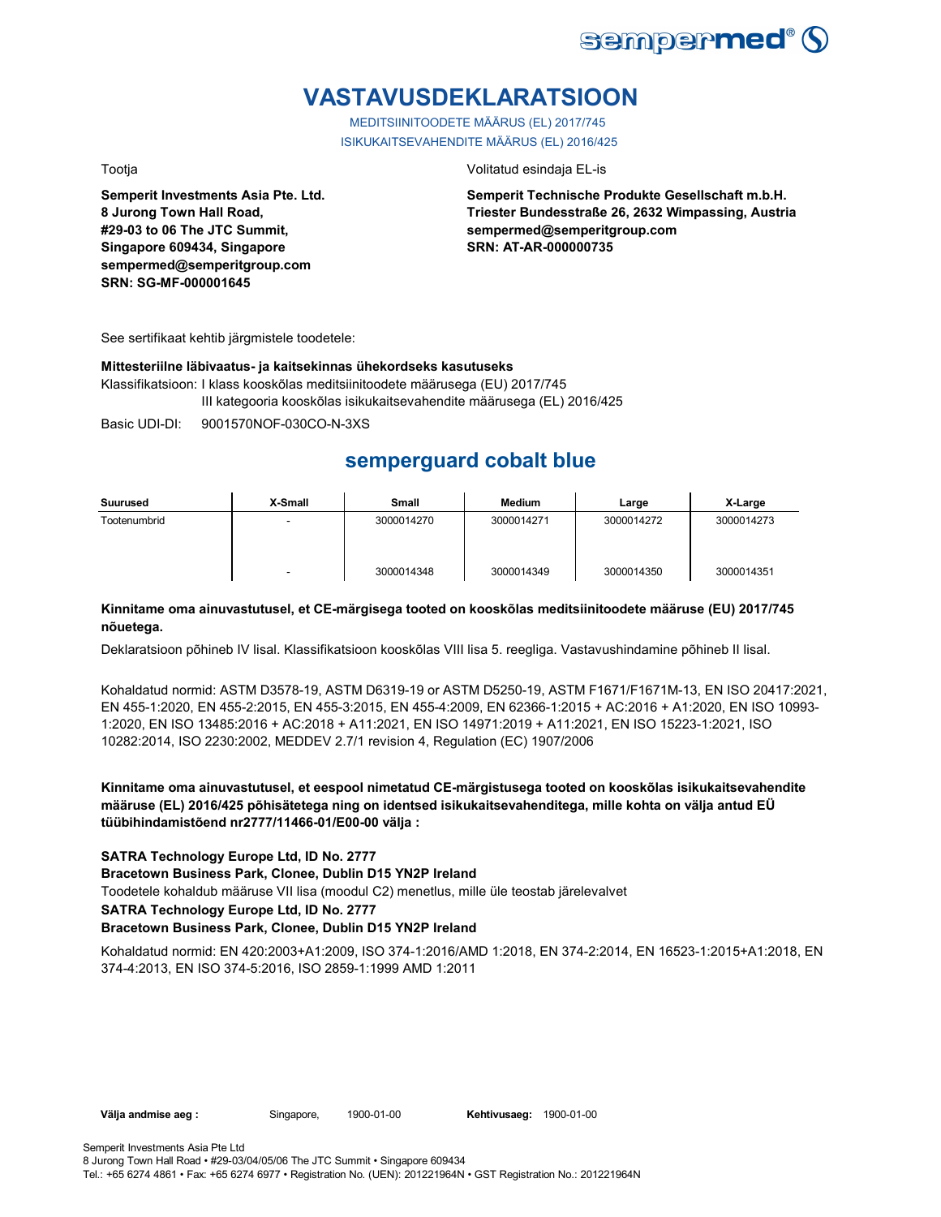# VASTAVUSDEKLARATSIOON

MEDITSIINITOODETE MÄÄRUS (EL) 2017/745

ISIKUKAITSEVAHENDITE MÄÄRUS (EL) 2016/425

Tootja

**Semperit Investments Asia Pte. Ltd.**
**8 Jurong Town Hall Road,**
**#29-03 to 06 The JTC Summit,**
**Singapore 609434, Singapore**
**sempermed@semperitgroup.com**
**SRN: SG-MF-000001645**

Volitatud esindaja EL-is

**Semperit Technische Produkte Gesellschaft m.b.H.**
**Triester Bundesstraße 26, 2632 Wimpassing, Austria**
**sempermed@semperitgroup.com**
**SRN: AT-AR-000000735**

See sertifikaat kehtib järgmistele toodetele:

**Mittesteriilne läbivaatus- ja kaitsekinnas ühekordseks kasutuseks**

Klassifikatsioon: I klass kooskõlas meditsiinitoodete määrusega (EU) 2017/745
III kategooria kooskõlas isikukaitsevahendite määrusega (EL) 2016/425

Basic UDI-DI: 9001570NOF-030CO-N-3XS

## semperguard cobalt blue

| Suurused | X-Small | Small | Medium | Large | X-Large |
|---|---|---|---|---|---|
| Tootenumbrid | - | 3000014270 | 3000014271 | 3000014272 | 3000014273 |
| | - | 3000014348 | 3000014349 | 3000014350 | 3000014351 |

**Kinnitame oma ainuvastutusel, et CE-märgisega tooted on kooskõlas meditsiinitoodete määruse (EU) 2017/745 nõuetega.**

Deklaratsioon põhineb IV lisal. Klassifikatsioon kooskõlas VIII lisa 5. reegliga. Vastavushindamine põhineb II lisal.

Kohaldatud normid: ASTM D3578-19, ASTM D6319-19 or ASTM D5250-19, ASTM F1671/F1671M-13, EN ISO 20417:2021, EN 455-1:2020, EN 455-2:2015, EN 455-3:2015, EN 455-4:2009, EN 62366-1:2015 + AC:2016 + A1:2020, EN ISO 10993-1:2020, EN ISO 13485:2016 + AC:2018 + A11:2021, EN ISO 14971:2019 + A11:2021, EN ISO 15223-1:2021, ISO 10282:2014, ISO 2230:2002, MEDDEV 2.7/1 revision 4, Regulation (EC) 1907/2006

**Kinnitame oma ainuvastutusel, et eespool nimetatud CE-märgistusega tooted on kooskõlas isikukaitsevahendite määruse (EL) 2016/425 põhisätetega ning on identsed isikukaitsevahenditega, mille kohta on välja antud EÜ tüübihindamistõend nr2777/11466-01/E00-00 välja :**

**SATRA Technology Europe Ltd, ID No. 2777**
**Bracetown Business Park, Clonee, Dublin D15 YN2P Ireland**
Toodetele kohaldub määruse VII lisa (moodul C2) menetlus, mille üle teostab järelevalvet
**SATRA Technology Europe Ltd, ID No. 2777**
**Bracetown Business Park, Clonee, Dublin D15 YN2P Ireland**

Kohaldatud normid: EN 420:2003+A1:2009, ISO 374-1:2016/AMD 1:2018, EN 374-2:2014, EN 16523-1:2015+A1:2018, EN 374-4:2013, EN ISO 374-5:2016, ISO 2859-1:1999 AMD 1:2011

**Välja andmise aeg :** Singapore, 1900-01-00 **Kehtivusaeg:** 1900-01-00

Semperit Investments Asia Pte Ltd
8 Jurong Town Hall Road • #29-03/04/05/06 The JTC Summit • Singapore 609434
Tel.: +65 6274 4861 • Fax: +65 6274 6977 • Registration No. (UEN): 201221964N • GST Registration No.: 201221964N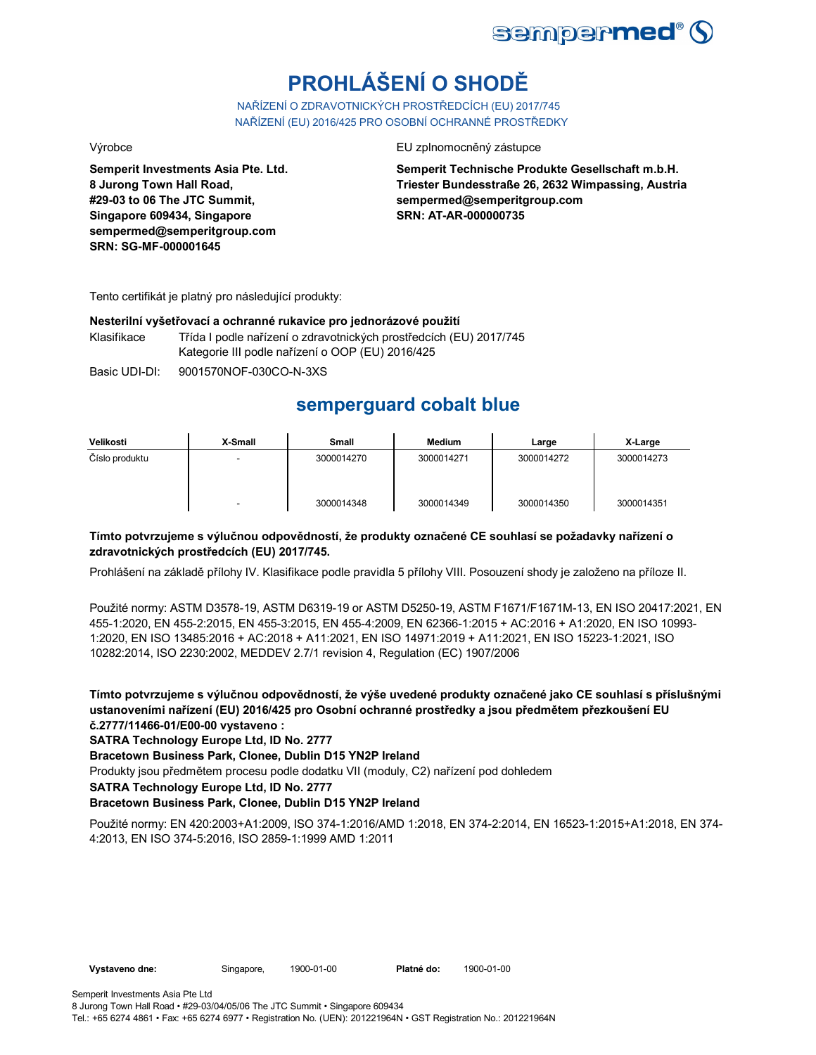# PROHLÁŠENÍ O SHODĚ

NAŘÍZENÍ O ZDRAVOTNICKÝCH PROSTŘEDCÍCH (EU) 2017/745
NAŘÍZENÍ (EU) 2016/425 PRO OSOBNÍ OCHRANNÉ PROSTŘEDKY

Výrobce

**Semperit Investments Asia Pte. Ltd.**
**8 Jurong Town Hall Road,**
**#29-03 to 06 The JTC Summit,**
**Singapore 609434, Singapore**
**sempermed@semperitgroup.com**
**SRN: SG-MF-000001645**

EU zplnomocněný zástupce

**Semperit Technische Produkte Gesellschaft m.b.H.**
**Triester Bundesstraße 26, 2632 Wimpassing, Austria**
**sempermed@semperitgroup.com**
**SRN: AT-AR-000000735**

Tento certifikát je platný pro následující produkty:

**Nesterilní vyšetřovací a ochranné rukavice pro jednorázové použití**

Klasifikace Třída I podle nařízení o zdravotnických prostředcích (EU) 2017/745
Kategorie III podle nařízení o OOP (EU) 2016/425

Basic UDI-DI: 9001570NOF-030CO-N-3XS

## semperguard cobalt blue

| Velikosti | X-Small | Small | Medium | Large | X-Large |
|---|---|---|---|---|---|
| Číslo produktu | - | 3000014270 | 3000014271 | 3000014272 | 3000014273 |
| | - | 3000014348 | 3000014349 | 3000014350 | 3000014351 |

**Tímto potvrzujeme s výlučnou odpovědností, že produkty označené CE souhlasí se požadavky nařízení o zdravotnických prostředcích (EU) 2017/745.**

Prohlášení na základě přílohy IV. Klasifikace podle pravidla 5 přílohy VIII. Posouzení shody je založeno na příloze II.

Použité normy: ASTM D3578-19, ASTM D6319-19 or ASTM D5250-19, ASTM F1671/F1671M-13, EN ISO 20417:2021, EN 455-1:2020, EN 455-2:2015, EN 455-3:2015, EN 455-4:2009, EN 62366-1:2015 + AC:2016 + A1:2020, EN ISO 10993-1:2020, EN ISO 13485:2016 + AC:2018 + A11:2021, EN ISO 14971:2019 + A11:2021, EN ISO 15223-1:2021, ISO 10282:2014, ISO 2230:2002, MEDDEV 2.7/1 revision 4, Regulation (EC) 1907/2006

**Tímto potvrzujeme s výlučnou odpovědností, že výše uvedené produkty označené jako CE souhlasí s příslušnými ustanoveními nařízení (EU) 2016/425 pro Osobní ochranné prostředky a jsou předmětem přezkoušení EU č.2777/11466-01/E00-00 vystaveno :**
**SATRA Technology Europe Ltd, ID No. 2777**
**Bracetown Business Park, Clonee, Dublin D15 YN2P Ireland**
Produkty jsou předmětem procesu podle dodatku VII (moduly, C2) nařízení pod dohledem
**SATRA Technology Europe Ltd, ID No. 2777**
**Bracetown Business Park, Clonee, Dublin D15 YN2P Ireland**

Použité normy: EN 420:2003+A1:2009, ISO 374-1:2016/AMD 1:2018, EN 374-2:2014, EN 16523-1:2015+A1:2018, EN 374-4:2013, EN ISO 374-5:2016, ISO 2859-1:1999 AMD 1:2011

**Vystaveno dne:** Singapore, 1900-01-00 **Platné do:** 1900-01-00

Semperit Investments Asia Pte Ltd
8 Jurong Town Hall Road • #29-03/04/05/06 The JTC Summit • Singapore 609434
Tel.: +65 6274 4861 • Fax: +65 6274 6977 • Registration No. (UEN): 201221964N • GST Registration No.: 201221964N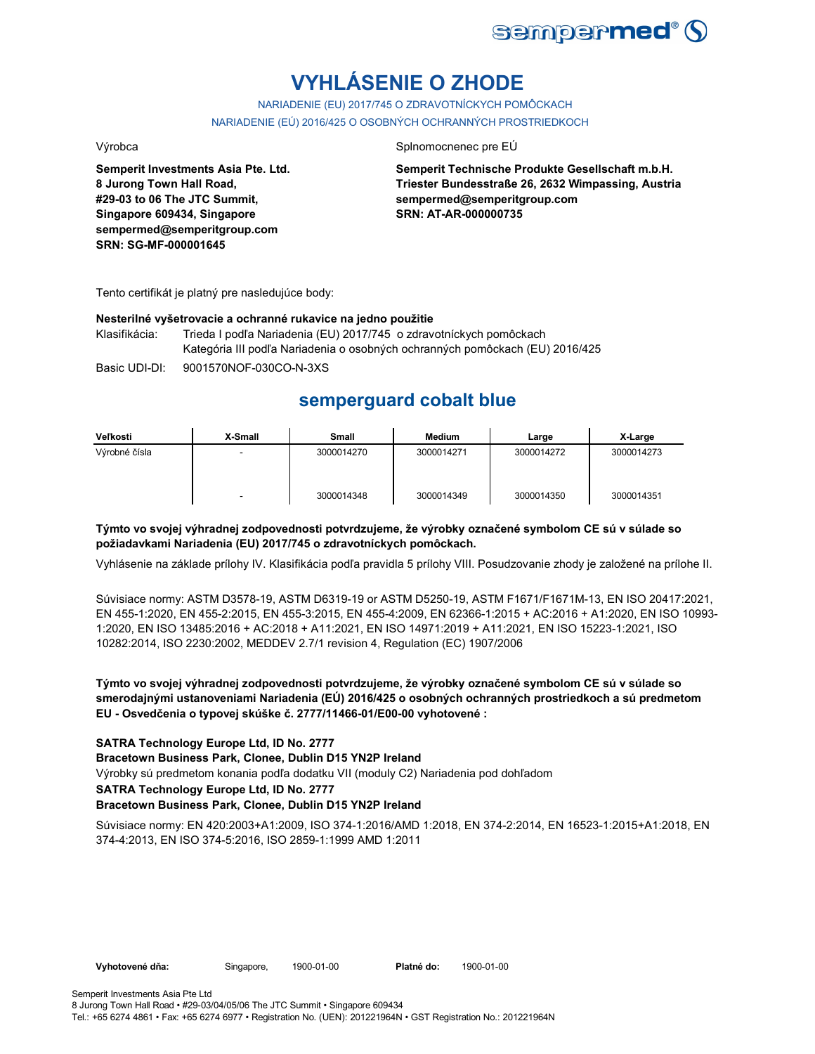# VYHLÁSENIE O ZHODE

NARIADENIE (EU) 2017/745 O ZDRAVOTNÍCKYCH POMÔCKACH

NARIADENIE (EÚ) 2016/425 O OSOBNÝCH OCHRANNÝCH PROSTRIEDKOCH

Výrobca

**Semperit Investments Asia Pte. Ltd.**
**8 Jurong Town Hall Road,**
**#29-03 to 06 The JTC Summit,**
**Singapore 609434, Singapore**
**sempermed@semperitgroup.com**
**SRN: SG-MF-000001645**

Splnomocnenec pre EÚ

**Semperit Technische Produkte Gesellschaft m.b.H.**
**Triester Bundesstraße 26, 2632 Wimpassing, Austria**
**sempermed@semperitgroup.com**
**SRN: AT-AR-000000735**

Tento certifikát je platný pre nasledujúce body:

**Nesterilné vyšetrovacie a ochranné rukavice na jedno použitie**

Klasifikácia: Trieda I podľa Nariadenia (EU) 2017/745 o zdravotníckych pomôckach
Kategória III podľa Nariadenia o osobných ochranných pomôckach (EU) 2016/425

Basic UDI-DI: 9001570NOF-030CO-N-3XS

## semperguard cobalt blue

| Veľkosti | X-Small | Small | Medium | Large | X-Large |
|---|---|---|---|---|---|
| Výrobné čísla | - | 3000014270 | 3000014271 | 3000014272 | 3000014273 |
| | - | 3000014348 | 3000014349 | 3000014350 | 3000014351 |

**Týmto vo svojej výhradnej zodpovednosti potvrdzujeme, že výrobky označené symbolom CE sú v súlade so požiadavkami Nariadenia (EU) 2017/745 o zdravotníckych pomôckach.**

Vyhlásenie na základe prílohy IV. Klasifikácia podľa pravidla 5 prílohy VIII. Posudzovanie zhody je založené na prílohe II.

Súvisiace normy: ASTM D3578-19, ASTM D6319-19 or ASTM D5250-19, ASTM F1671/F1671M-13, EN ISO 20417:2021, EN 455-1:2020, EN 455-2:2015, EN 455-3:2015, EN 455-4:2009, EN 62366-1:2015 + AC:2016 + A1:2020, EN ISO 10993-1:2020, EN ISO 13485:2016 + AC:2018 + A11:2021, EN ISO 14971:2019 + A11:2021, EN ISO 15223-1:2021, ISO 10282:2014, ISO 2230:2002, MEDDEV 2.7/1 revision 4, Regulation (EC) 1907/2006

**Týmto vo svojej výhradnej zodpovednosti potvrdzujeme, že výrobky označené symbolom CE sú v súlade so smerodajnými ustanoveniami Nariadenia (EÚ) 2016/425 o osobných ochranných prostriedkoch a sú predmetom EU - Osvedčenia o typovej skúške č. 2777/11466-01/E00-00 vyhotovené :**

**SATRA Technology Europe Ltd, ID No. 2777**
**Bracetown Business Park, Clonee, Dublin D15 YN2P Ireland**
Výrobky sú predmetom konania podľa dodatku VII (moduly C2) Nariadenia pod dohľadom
**SATRA Technology Europe Ltd, ID No. 2777**
**Bracetown Business Park, Clonee, Dublin D15 YN2P Ireland**

Súvisiace normy: EN 420:2003+A1:2009, ISO 374-1:2016/AMD 1:2018, EN 374-2:2014, EN 16523-1:2015+A1:2018, EN 374-4:2013, EN ISO 374-5:2016, ISO 2859-1:1999 AMD 1:2011

**Vyhotovené dňa:** Singapore, 1900-01-00 **Platné do:** 1900-01-00

Semperit Investments Asia Pte Ltd
8 Jurong Town Hall Road • #29-03/04/05/06 The JTC Summit • Singapore 609434
Tel.: +65 6274 4861 • Fax: +65 6274 6977 • Registration No. (UEN): 201221964N • GST Registration No.: 201221964N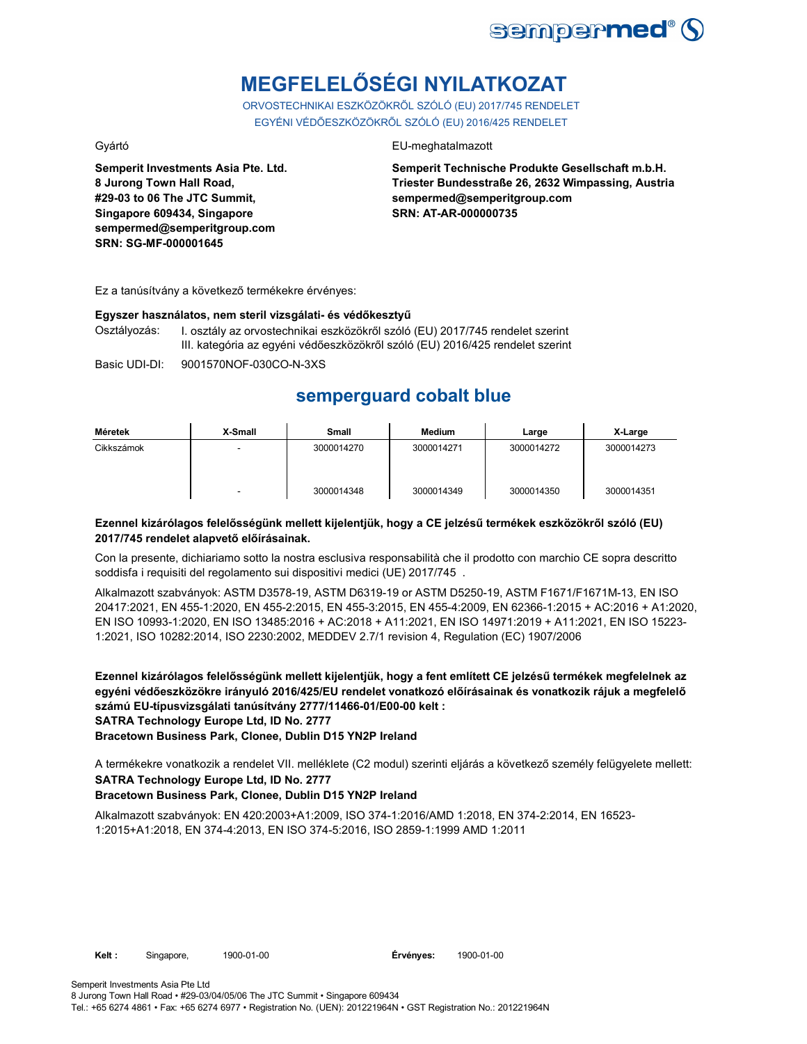# MEGFELELŐSÉGI NYILATKOZAT

ORVOSTECHNIKAI ESZKÖZÖKRŐL SZÓLÓ (EU) 2017/745 RENDELET
EGYÉNI VÉDŐESZKÖZÖKRŐL SZÓLÓ (EU) 2016/425 RENDELET

Gyártó

**Semperit Investments Asia Pte. Ltd.**
**8 Jurong Town Hall Road,**
**#29-03 to 06 The JTC Summit,**
**Singapore 609434, Singapore**
**sempermed@semperitgroup.com**
**SRN: SG-MF-000001645**

EU-meghatalmazott

**Semperit Technische Produkte Gesellschaft m.b.H.**
**Triester Bundesstraße 26, 2632 Wimpassing, Austria**
**sempermed@semperitgroup.com**
**SRN: AT-AR-000000735**

Ez a tanúsítvány a következő termékekre érvényes:

**Egyszer használatos, nem steril vizsgálati- és védőkesztyű**

Osztályozás: I. osztály az orvostechnikai eszközökről szóló (EU) 2017/745 rendelet szerint
III. kategória az egyéni védőeszközökről szóló (EU) 2016/425 rendelet szerint

Basic UDI-DI: 9001570NOF-030CO-N-3XS

## semperguard cobalt blue

| Méretek | X-Small | Small | Medium | Large | X-Large |
|---|---|---|---|---|---|
| Cikkszámok | - | 3000014270 | 3000014271 | 3000014272 | 3000014273 |
| | - | 3000014348 | 3000014349 | 3000014350 | 3000014351 |

**Ezennel kizárólagos felelősségünk mellett kijelentjük, hogy a CE jelzésű termékek eszközökről szóló (EU) 2017/745 rendelet alapvető előírásainak.**

Con la presente, dichiariamo sotto la nostra esclusiva responsabilità che il prodotto con marchio CE sopra descritto soddisfa i requisiti del regolamento sui dispositivi medici (UE) 2017/745 .

Alkalmazott szabványok: ASTM D3578-19, ASTM D6319-19 or ASTM D5250-19, ASTM F1671/F1671M-13, EN ISO 20417:2021, EN 455-1:2020, EN 455-2:2015, EN 455-3:2015, EN 455-4:2009, EN 62366-1:2015 + AC:2016 + A1:2020, EN ISO 10993-1:2020, EN ISO 13485:2016 + AC:2018 + A11:2021, EN ISO 14971:2019 + A11:2021, EN ISO 15223-1:2021, ISO 10282:2014, ISO 2230:2002, MEDDEV 2.7/1 revision 4, Regulation (EC) 1907/2006

**Ezennel kizárólagos felelősségünk mellett kijelentjük, hogy a fent említett CE jelzésű termékek megfelelnek az egyéni védőeszközökre irányuló 2016/425/EU rendelet vonatkozó előírásainak és vonatkozik rájuk a megfelelő számú EU-típusvizsgálati tanúsítvány 2777/11466-01/E00-00 kelt :**
**SATRA Technology Europe Ltd, ID No. 2777**
**Bracetown Business Park, Clonee, Dublin D15 YN2P Ireland**

A termékekre vonatkozik a rendelet VII. melléklete (C2 modul) szerinti eljárás a következő személy felügyelete mellett:
**SATRA Technology Europe Ltd, ID No. 2777**
**Bracetown Business Park, Clonee, Dublin D15 YN2P Ireland**

Alkalmazott szabványok: EN 420:2003+A1:2009, ISO 374-1:2016/AMD 1:2018, EN 374-2:2014, EN 16523-1:2015+A1:2018, EN 374-4:2013, EN ISO 374-5:2016, ISO 2859-1:1999 AMD 1:2011

**Kelt :** Singapore, 1900-01-00 **Érvényes:** 1900-01-00

Semperit Investments Asia Pte Ltd
8 Jurong Town Hall Road • #29-03/04/05/06 The JTC Summit • Singapore 609434
Tel.: +65 6274 4861 • Fax: +65 6274 6977 • Registration No. (UEN): 201221964N • GST Registration No.: 201221964N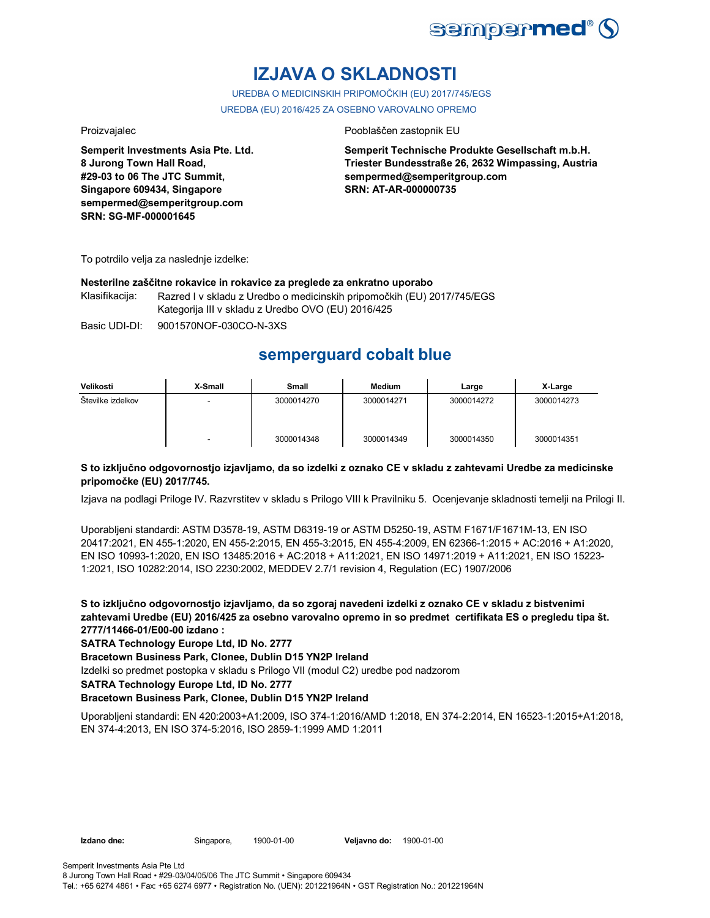# IZJAVA O SKLADNOSTI

UREDBA O MEDICINSKIH PRIPOMOČKIH (EU) 2017/745/EGS

UREDBA (EU) 2016/425 ZA OSEBNO VAROVALNO OPREMO

Proizvajalec

**Semperit Investments Asia Pte. Ltd.**
**8 Jurong Town Hall Road,**
**#29-03 to 06 The JTC Summit,**
**Singapore 609434, Singapore**
**sempermed@semperitgroup.com**
**SRN: SG-MF-000001645**

Pooblaščen zastopnik EU

**Semperit Technische Produkte Gesellschaft m.b.H.**
**Triester Bundesstraße 26, 2632 Wimpassing, Austria**
**sempermed@semperitgroup.com**
**SRN: AT-AR-000000735**

To potrdilo velja za naslednje izdelke:

**Nesterilne zaščitne rokavice in rokavice za preglede za enkratno uporabo**

Klasifikacija: Razred I v skladu z Uredbo o medicinskih pripomočkih (EU) 2017/745/EGS
Kategorija III v skladu z Uredbo OVO (EU) 2016/425

Basic UDI-DI: 9001570NOF-030CO-N-3XS

## semperguard cobalt blue

| Velikosti | X-Small | Small | Medium | Large | X-Large |
|---|---|---|---|---|---|
| Številke izdelkov | - | 3000014270 | 3000014271 | 3000014272 | 3000014273 |
| | - | 3000014348 | 3000014349 | 3000014350 | 3000014351 |

**S to izključno odgovornostjo izjavljamo, da so izdelki z oznako CE v skladu z zahtevami Uredbe za medicinske pripomočke (EU) 2017/745.**

Izjava na podlagi Priloge IV. Razvrstitev v skladu s Prilogo VIII k Pravilniku 5. Ocenjevanje skladnosti temelji na Prilogi II.

Uporabljeni standardi: ASTM D3578-19, ASTM D6319-19 or ASTM D5250-19, ASTM F1671/F1671M-13, EN ISO 20417:2021, EN 455-1:2020, EN 455-2:2015, EN 455-3:2015, EN 455-4:2009, EN 62366-1:2015 + AC:2016 + A1:2020, EN ISO 10993-1:2020, EN ISO 13485:2016 + AC:2018 + A11:2021, EN ISO 14971:2019 + A11:2021, EN ISO 15223-1:2021, ISO 10282:2014, ISO 2230:2002, MEDDEV 2.7/1 revision 4, Regulation (EC) 1907/2006

**S to izključno odgovornostjo izjavljamo, da so zgoraj navedeni izdelki z oznako CE v skladu z bistvenimi zahtevami Uredbe (EU) 2016/425 za osebno varovalno opremo in so predmet certifikata ES o pregledu tipa št. 2777/11466-01/E00-00 izdano :**

**SATRA Technology Europe Ltd, ID No. 2777**

**Bracetown Business Park, Clonee, Dublin D15 YN2P Ireland**

Izdelki so predmet postopka v skladu s Prilogo VII (modul C2) uredbe pod nadzorom

**SATRA Technology Europe Ltd, ID No. 2777**

**Bracetown Business Park, Clonee, Dublin D15 YN2P Ireland**

Uporabljeni standardi: EN 420:2003+A1:2009, ISO 374-1:2016/AMD 1:2018, EN 374-2:2014, EN 16523-1:2015+A1:2018, EN 374-4:2013, EN ISO 374-5:2016, ISO 2859-1:1999 AMD 1:2011

**Izdano dne:** Singapore, 1900-01-00 **Veljavno do:** 1900-01-00

Semperit Investments Asia Pte Ltd
8 Jurong Town Hall Road • #29-03/04/05/06 The JTC Summit • Singapore 609434
Tel.: +65 6274 4861 • Fax: +65 6274 6977 • Registration No. (UEN): 201221964N • GST Registration No.: 201221964N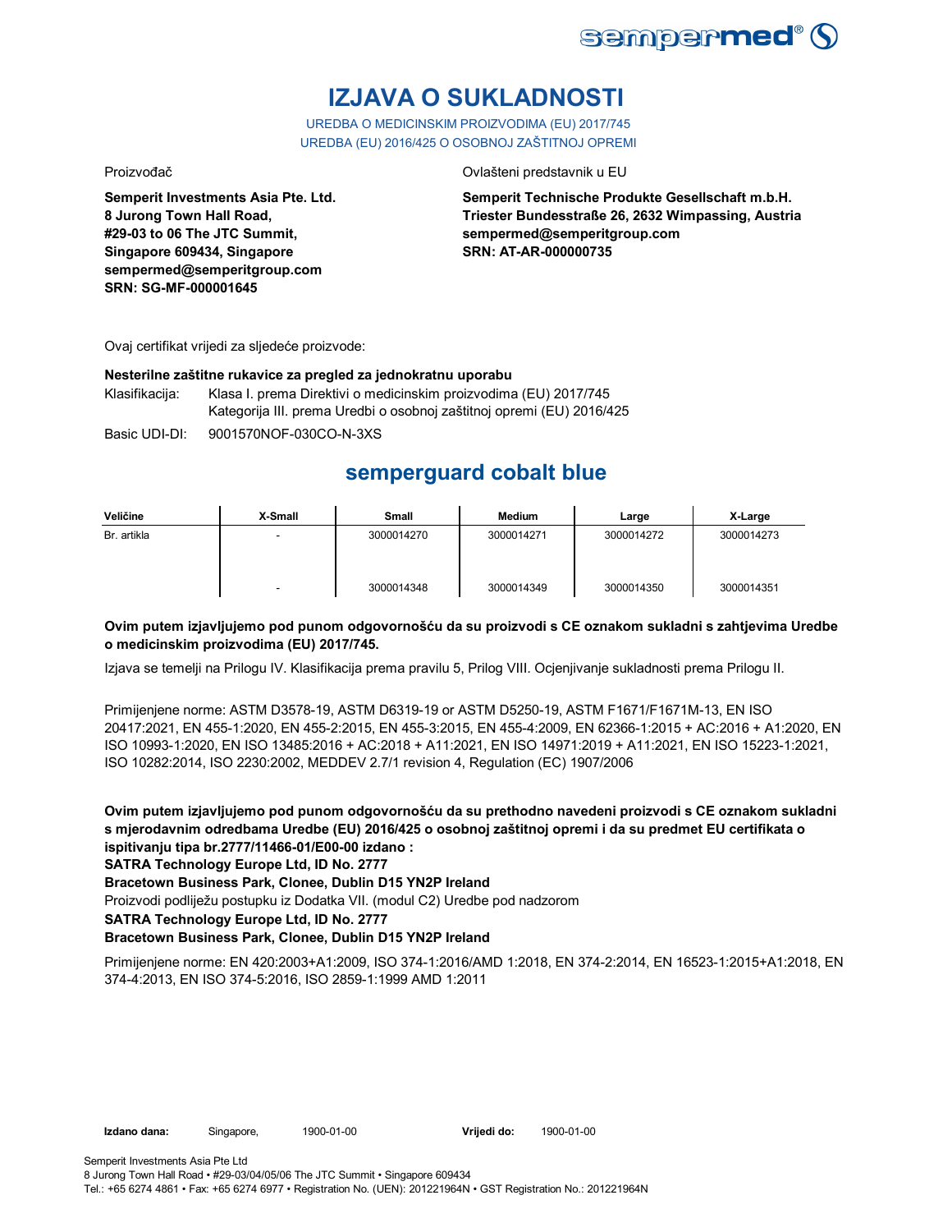# IZJAVA O SUKLADNOSTI

UREDBA O MEDICINSKIM PROIZVODIMA (EU) 2017/745
UREDBA (EU) 2016/425 O OSOBNOJ ZAŠTITNOJ OPREMI

Proizvođač

**Semperit Investments Asia Pte. Ltd.**
**8 Jurong Town Hall Road,**
**#29-03 to 06 The JTC Summit,**
**Singapore 609434, Singapore**
**sempermed@semperitgroup.com**
**SRN: SG-MF-000001645**

Ovlašteni predstavnik u EU

**Semperit Technische Produkte Gesellschaft m.b.H.**
**Triester Bundesstraße 26, 2632 Wimpassing, Austria**
**sempermed@semperitgroup.com**
**SRN: AT-AR-000000735**

Ovaj certifikat vrijedi za sljedeće proizvode:

**Nesterilne zaštitne rukavice za pregled za jednokratnu uporabu**

Klasifikacija: Klasa I. prema Direktivi o medicinskim proizvodima (EU) 2017/745
Kategorija III. prema Uredbi o osobnoj zaštitnoj opremi (EU) 2016/425

Basic UDI-DI: 9001570NOF-030CO-N-3XS

## semperguard cobalt blue

| Veličine | X-Small | Small | Medium | Large | X-Large |
|---|---|---|---|---|---|
| Br. artikla | - | 3000014270 | 3000014271 | 3000014272 | 3000014273 |
| | - | 3000014348 | 3000014349 | 3000014350 | 3000014351 |

**Ovim putem izjavljujemo pod punom odgovornošću da su proizvodi s CE oznakom sukladni s zahtjevima Uredbe o medicinskim proizvodima (EU) 2017/745.**

Izjava se temelji na Prilogu IV. Klasifikacija prema pravilu 5, Prilog VIII. Ocjenjivanje sukladnosti prema Prilogu II.

Primijenjene norme: ASTM D3578-19, ASTM D6319-19 or ASTM D5250-19, ASTM F1671/F1671M-13, EN ISO 20417:2021, EN 455-1:2020, EN 455-2:2015, EN 455-3:2015, EN 455-4:2009, EN 62366-1:2015 + AC:2016 + A1:2020, EN ISO 10993-1:2020, EN ISO 13485:2016 + AC:2018 + A11:2021, EN ISO 14971:2019 + A11:2021, EN ISO 15223-1:2021, ISO 10282:2014, ISO 2230:2002, MEDDEV 2.7/1 revision 4, Regulation (EC) 1907/2006

**Ovim putem izjavljujemo pod punom odgovornošću da su prethodno navedeni proizvodi s CE oznakom sukladni s mjerodavnim odredbama Uredbe (EU) 2016/425 o osobnoj zaštitnoj opremi i da su predmet EU certifikata o ispitivanju tipa br.2777/11466-01/E00-00 izdano :**
**SATRA Technology Europe Ltd, ID No. 2777**
**Bracetown Business Park, Clonee, Dublin D15 YN2P Ireland**
Proizvodi podliježu postupku iz Dodatka VII. (modul C2) Uredbe pod nadzorom
**SATRA Technology Europe Ltd, ID No. 2777**
**Bracetown Business Park, Clonee, Dublin D15 YN2P Ireland**

Primijenjene norme: EN 420:2003+A1:2009, ISO 374-1:2016/AMD 1:2018, EN 374-2:2014, EN 16523-1:2015+A1:2018, EN 374-4:2013, EN ISO 374-5:2016, ISO 2859-1:1999 AMD 1:2011

**Izdano dana:** Singapore, 1900-01-00 **Vrijedi do:** 1900-01-00

Semperit Investments Asia Pte Ltd
8 Jurong Town Hall Road • #29-03/04/05/06 The JTC Summit • Singapore 609434
Tel.: +65 6274 4861 • Fax: +65 6274 6977 • Registration No. (UEN): 201221964N • GST Registration No.: 201221964N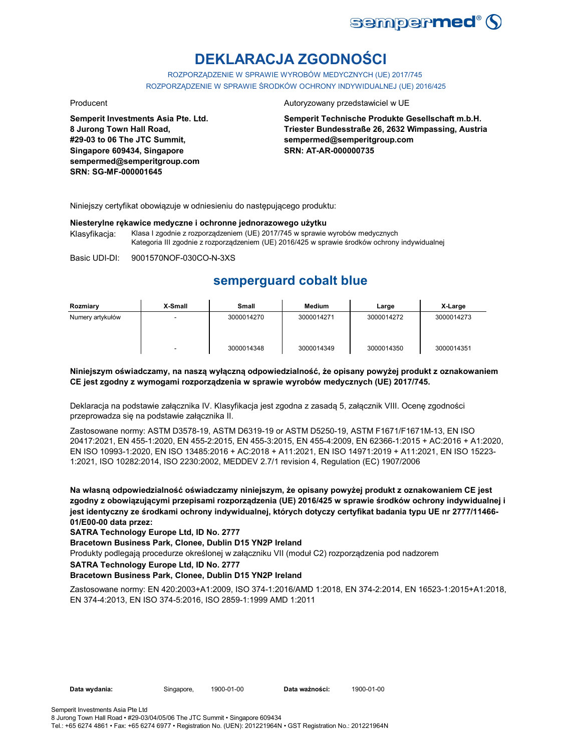# DEKLARACJA ZGODNOŚCI

ROZPORZĄDZENIE W SPRAWIE WYROBÓW MEDYCZNYCH (UE) 2017/745
ROZPORZĄDZENIE W SPRAWIE ŚRODKÓW OCHRONY INDYWIDUALNEJ (UE) 2016/425

Producent

**Semperit Investments Asia Pte. Ltd.**
**8 Jurong Town Hall Road,**
**#29-03 to 06 The JTC Summit,**
**Singapore 609434, Singapore**
**sempermed@semperitgroup.com**
**SRN: SG-MF-000001645**

Autoryzowany przedstawiciel w UE

**Semperit Technische Produkte Gesellschaft m.b.H.**
**Triester Bundesstraße 26, 2632 Wimpassing, Austria**
**sempermed@semperitgroup.com**
**SRN: AT-AR-000000735**

Niniejszy certyfikat obowiązuje w odniesieniu do następującego produktu:

**Niesterylne rękawice medyczne i ochronne jednorazowego użytku**

Klasyfikacja: Klasa I zgodnie z rozporządzeniem (UE) 2017/745 w sprawie wyrobów medycznych
Kategoria III zgodnie z rozporządzeniem (UE) 2016/425 w sprawie środków ochrony indywidualnej

Basic UDI-DI: 9001570NOF-030CO-N-3XS

## semperguard cobalt blue

| Rozmiary | X-Small | Small | Medium | Large | X-Large |
|---|---|---|---|---|---|
| Numery artykułów | - | 3000014270 | 3000014271 | 3000014272 | 3000014273 |
| | - | 3000014348 | 3000014349 | 3000014350 | 3000014351 |

**Niniejszym oświadczamy, na naszą wyłączną odpowiedzialność, że opisany powyżej produkt z oznakowaniem CE jest zgodny z wymogami rozporządzenia w sprawie wyrobów medycznych (UE) 2017/745.**

Deklaracja na podstawie załącznika IV. Klasyfikacja jest zgodna z zasadą 5, załącznik VIII. Ocenę zgodności przeprowadza się na podstawie załącznika II.

Zastosowane normy: ASTM D3578-19, ASTM D6319-19 or ASTM D5250-19, ASTM F1671/F1671M-13, EN ISO 20417:2021, EN 455-1:2020, EN 455-2:2015, EN 455-3:2015, EN 455-4:2009, EN 62366-1:2015 + AC:2016 + A1:2020, EN ISO 10993-1:2020, EN ISO 13485:2016 + AC:2018 + A11:2021, EN ISO 14971:2019 + A11:2021, EN ISO 15223-1:2021, ISO 10282:2014, ISO 2230:2002, MEDDEV 2.7/1 revision 4, Regulation (EC) 1907/2006

**Na własną odpowiedzialność oświadczamy niniejszym, że opisany powyżej produkt z oznakowaniem CE jest zgodny z obowiązującymi przepisami rozporządzenia (UE) 2016/425 w sprawie środków ochrony indywidualnej i jest identyczny ze środkami ochrony indywidualnej, których dotyczy certyfikat badania typu UE nr 2777/11466-01/E00-00 data przez:**

**SATRA Technology Europe Ltd, ID No. 2777**

**Bracetown Business Park, Clonee, Dublin D15 YN2P Ireland**

Produkty podlegają procedurze określonej w załączniku VII (moduł C2) rozporządzenia pod nadzorem

**SATRA Technology Europe Ltd, ID No. 2777**

**Bracetown Business Park, Clonee, Dublin D15 YN2P Ireland**

Zastosowane normy: EN 420:2003+A1:2009, ISO 374-1:2016/AMD 1:2018, EN 374-2:2014, EN 16523-1:2015+A1:2018, EN 374-4:2013, EN ISO 374-5:2016, ISO 2859-1:1999 AMD 1:2011

**Data wydania:** Singapore, 1900-01-00 **Data ważności:** 1900-01-00

Semperit Investments Asia Pte Ltd
8 Jurong Town Hall Road • #29-03/04/05/06 The JTC Summit • Singapore 609434
Tel.: +65 6274 4861 • Fax: +65 6274 6977 • Registration No. (UEN): 201221964N • GST Registration No.: 201221964N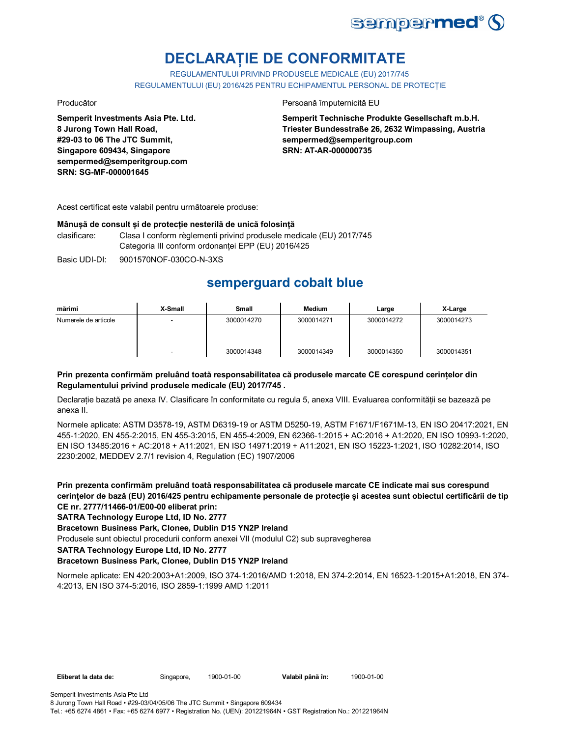# DECLARAȚIE DE CONFORMITATE

REGULAMENTULUI PRIVIND PRODUSELE MEDICALE (EU) 2017/745

REGULAMENTULUI (EU) 2016/425 PENTRU ECHIPAMENTUL PERSONAL DE PROTECȚIE

Producător

**Semperit Investments Asia Pte. Ltd.**
**8 Jurong Town Hall Road,**
**#29-03 to 06 The JTC Summit,**
**Singapore 609434, Singapore**
**sempermed@semperitgroup.com**
**SRN: SG-MF-000001645**

Persoană împuternicită EU

**Semperit Technische Produkte Gesellschaft m.b.H.**
**Triester Bundesstraße 26, 2632 Wimpassing, Austria**
**sempermed@semperitgroup.com**
**SRN: AT-AR-000000735**

Acest certificat este valabil pentru următoarele produse:

**Mânușă de consult și de protecție nesterilă de unică folosință**

clasificare: Clasa I conform règlementi privind produsele medicale (EU) 2017/745
Categoria III conform ordonanței EPP (EU) 2016/425

Basic UDI-DI: 9001570NOF-030CO-N-3XS

## semperguard cobalt blue

| mărimi | X-Small | Small | Medium | Large | X-Large |
|---|---|---|---|---|---|
| Numerele de articole | - | 3000014270 | 3000014271 | 3000014272 | 3000014273 |
| | - | 3000014348 | 3000014349 | 3000014350 | 3000014351 |

**Prin prezenta confirmăm preluând toată responsabilitatea că produsele marcate CE corespund cerințelor din Regulamentului privind produsele medicale (EU) 2017/745 .**

Declarație bazată pe anexa IV. Clasificare în conformitate cu regula 5, anexa VIII. Evaluarea conformității se bazează pe anexa II.

Normele aplicate: ASTM D3578-19, ASTM D6319-19 or ASTM D5250-19, ASTM F1671/F1671M-13, EN ISO 20417:2021, EN 455-1:2020, EN 455-2:2015, EN 455-3:2015, EN 455-4:2009, EN 62366-1:2015 + AC:2016 + A1:2020, EN ISO 10993-1:2020, EN ISO 13485:2016 + AC:2018 + A11:2021, EN ISO 14971:2019 + A11:2021, EN ISO 15223-1:2021, ISO 10282:2014, ISO 2230:2002, MEDDEV 2.7/1 revision 4, Regulation (EC) 1907/2006

**Prin prezenta confirmăm preluând toată responsabilitatea că produsele marcate CE indicate mai sus corespund cerințelor de bază (EU) 2016/425 pentru echipamente personale de protecție și acestea sunt obiectul certificării de tip CE nr. 2777/11466-01/E00-00 eliberat prin:**

**SATRA Technology Europe Ltd, ID No. 2777**

**Bracetown Business Park, Clonee, Dublin D15 YN2P Ireland**

Produsele sunt obiectul procedurii conform anexei VII (modulul C2) sub supravegherea

**SATRA Technology Europe Ltd, ID No. 2777**

**Bracetown Business Park, Clonee, Dublin D15 YN2P Ireland**

Normele aplicate: EN 420:2003+A1:2009, ISO 374-1:2016/AMD 1:2018, EN 374-2:2014, EN 16523-1:2015+A1:2018, EN 374-4:2013, EN ISO 374-5:2016, ISO 2859-1:1999 AMD 1:2011

**Eliberat la data de:** Singapore, 1900-01-00 **Valabil până în:** 1900-01-00

Semperit Investments Asia Pte Ltd
8 Jurong Town Hall Road • #29-03/04/05/06 The JTC Summit • Singapore 609434
Tel.: +65 6274 4861 • Fax: +65 6274 6977 • Registration No. (UEN): 201221964N • GST Registration No.: 201221964N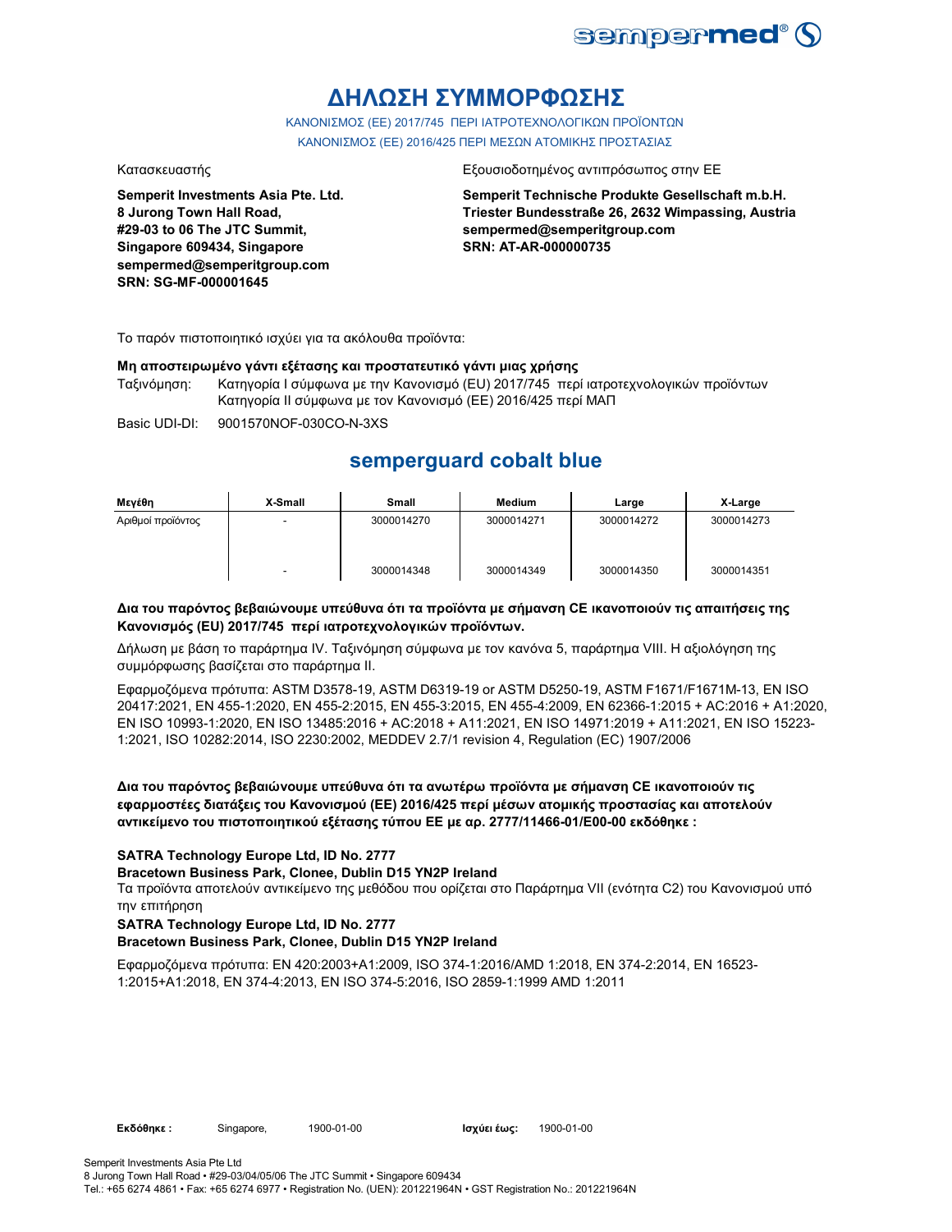# ΔΗΛΩΣΗ ΣΥΜΜΟΡΦΩΣΗΣ

ΚΑΝΟΝΙΣΜΟΣ (ΕΕ) 2017/745 ΠΕΡΙ ΙΑΤΡΟΤΕΧΝΟΛΟΓΙΚΩΝ ΠΡΟΪΟΝΤΩΝ

ΚΑΝΟΝΙΣΜΟΣ (ΕΕ) 2016/425 ΠΕΡΙ ΜΕΣΩΝ ΑΤΟΜΙΚΗΣ ΠΡΟΣΤΑΣΙΑΣ

Κατασκευαστής

**Semperit Investments Asia Pte. Ltd.**
**8 Jurong Town Hall Road,**
**#29-03 to 06 The JTC Summit,**
**Singapore 609434, Singapore**
**sempermed@semperitgroup.com**
**SRN: SG-MF-000001645**

Εξουσιοδοτημένος αντιπρόσωπος στην ΕΕ

**Semperit Technische Produkte Gesellschaft m.b.H.**
**Triester Bundesstraße 26, 2632 Wimpassing, Austria**
**sempermed@semperitgroup.com**
**SRN: AT-AR-000000735**

Το παρόν πιστοποιητικό ισχύει για τα ακόλουθα προϊόντα:

**Μη αποστειρωμένο γάντι εξέτασης και προστατευτικό γάντι μιας χρήσης**

Ταξινόμηση: Κατηγορία I σύμφωνα με την Κανονισμό (EU) 2017/745 περί ιατροτεχνολογικών προϊόντων
Κατηγορία II σύμφωνα με τον Κανονισμό (ΕΕ) 2016/425 περί ΜΑΠ

Basic UDI-DI: 9001570NOF-030CO-N-3XS

## semperguard cobalt blue

| Μεγέθη | X-Small | Small | Medium | Large | X-Large |
|---|---|---|---|---|---|
| Αριθμοί προϊόντος | - | 3000014270 | 3000014271 | 3000014272 | 3000014273 |
| | - | 3000014348 | 3000014349 | 3000014350 | 3000014351 |

**Δια του παρόντος βεβαιώνουμε υπεύθυνα ότι τα προϊόντα με σήμανση CE ικανοποιούν τις απαιτήσεις της Κανονισμός (EU) 2017/745 περί ιατροτεχνολογικών προϊόντων.**

Δήλωση με βάση το παράρτημα IV. Ταξινόμηση σύμφωνα με τον κανόνα 5, παράρτημα VIII. Η αξιολόγηση της συμμόρφωσης βασίζεται στο παράρτημα II.

Εφαρμοζόμενα πρότυπα: ASTM D3578-19, ASTM D6319-19 or ASTM D5250-19, ASTM F1671/F1671M-13, EN ISO 20417:2021, EN 455-1:2020, EN 455-2:2015, EN 455-3:2015, EN 455-4:2009, EN 62366-1:2015 + AC:2016 + A1:2020, EN ISO 10993-1:2020, EN ISO 13485:2016 + AC:2018 + A11:2021, EN ISO 14971:2019 + A11:2021, EN ISO 15223-1:2021, ISO 10282:2014, ISO 2230:2002, MEDDEV 2.7/1 revision 4, Regulation (EC) 1907/2006

**Δια του παρόντος βεβαιώνουμε υπεύθυνα ότι τα ανωτέρω προϊόντα με σήμανση CE ικανοποιούν τις εφαρμοστέες διατάξεις του Κανονισμού (ΕΕ) 2016/425 περί μέσων ατομικής προστασίας και αποτελούν αντικείμενο του πιστοποιητικού εξέτασης τύπου ΕΕ με αρ. 2777/11466-01/E00-00 εκδόθηκε :**

**SATRA Technology Europe Ltd, ID No. 2777**
**Bracetown Business Park, Clonee, Dublin D15 YN2P Ireland**

Τα προϊόντα αποτελούν αντικείμενο της μεθόδου που ορίζεται στο Παράρτημα VII (ενότητα C2) του Κανονισμού υπό την επιτήρηση

**SATRA Technology Europe Ltd, ID No. 2777**
**Bracetown Business Park, Clonee, Dublin D15 YN2P Ireland**

Εφαρμοζόμενα πρότυπα: EN 420:2003+A1:2009, ISO 374-1:2016/AMD 1:2018, EN 374-2:2014, EN 16523-1:2015+A1:2018, EN 374-4:2013, EN ISO 374-5:2016, ISO 2859-1:1999 AMD 1:2011

**Εκδόθηκε :** Singapore, 1900-01-00 **Ισχύει έως:** 1900-01-00

Semperit Investments Asia Pte Ltd
8 Jurong Town Hall Road • #29-03/04/05/06 The JTC Summit • Singapore 609434
Tel.: +65 6274 4861 • Fax: +65 6274 6977 • Registration No. (UEN): 201221964N • GST Registration No.: 201221964N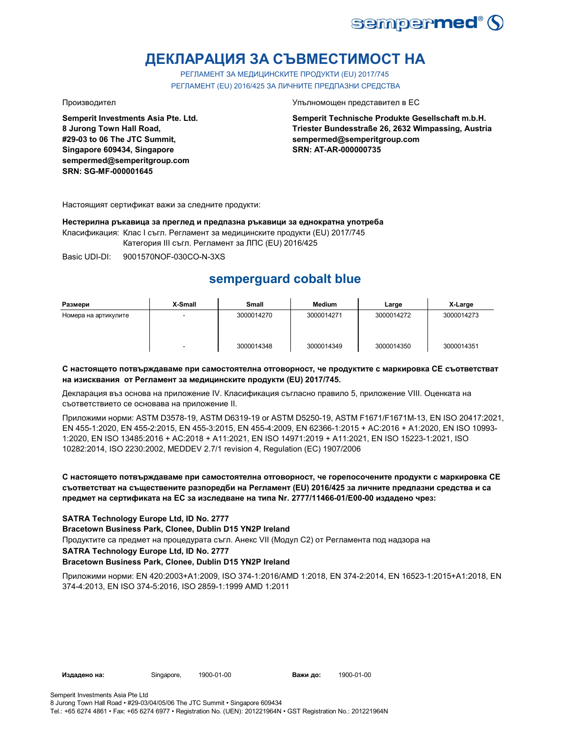# ДЕКЛАРАЦИЯ ЗА СЪВМЕСТИМОСТ НА

РЕГЛАМЕНТ ЗА МЕДИЦИНСКИТЕ ПРОДУКТИ (EU) 2017/745
РЕГЛАМЕНТ (EU) 2016/425 ЗА ЛИЧНИТЕ ПРЕДПАЗНИ СРЕДСТВА

Производител

**Semperit Investments Asia Pte. Ltd.**
**8 Jurong Town Hall Road,**
**#29-03 to 06 The JTC Summit,**
**Singapore 609434, Singapore**
**sempermed@semperitgroup.com**
**SRN: SG-MF-000001645**

Упълномощен представител в ЕС

**Semperit Technische Produkte Gesellschaft m.b.H.**
**Triester Bundesstraße 26, 2632 Wimpassing, Austria**
**sempermed@semperitgroup.com**
**SRN: AT-AR-000000735**

Настоящият сертификат важи за следните продукти:

**Нестерилна ръкавица за преглед и предпазна ръкавици за еднократна употреба**

Класификация: Клас I съгл. Регламент за медицинските продукти (EU) 2017/745
Категория III съгл. Регламент за ЛПС (EU) 2016/425

Basic UDI-DI: 9001570NOF-030CO-N-3XS

## semperguard cobalt blue

| Размери | X-Small | Small | Medium | Large | X-Large |
|---|---|---|---|---|---|
| Номера на артикулите | - | 3000014270 | 3000014271 | 3000014272 | 3000014273 |
| | - | 3000014348 | 3000014349 | 3000014350 | 3000014351 |

**С настоящето потвърждаваме при самостоятелна отговорност, че продуктите с маркировка CE съответстват на изисквания от Регламент за медицинските продукти (EU) 2017/745.**

Декларация въз основа на приложение IV. Класификация съгласно правило 5, приложение VIII. Оценката на съответствието се основава на приложение II.

Приложими норми: ASTM D3578-19, ASTM D6319-19 or ASTM D5250-19, ASTM F1671/F1671M-13, EN ISO 20417:2021, EN 455-1:2020, EN 455-2:2015, EN 455-3:2015, EN 455-4:2009, EN 62366-1:2015 + AC:2016 + A1:2020, EN ISO 10993-1:2020, EN ISO 13485:2016 + AC:2018 + A11:2021, EN ISO 14971:2019 + A11:2021, EN ISO 15223-1:2021, ISO 10282:2014, ISO 2230:2002, MEDDEV 2.7/1 revision 4, Regulation (EC) 1907/2006

**С настоящето потвърждаваме при самостоятелна отговорност, че горепосочените продукти с маркировка CE съответстват на съществените разпоредби на Регламент (EU) 2016/425 за личните предпазни средства и са предмет на сертификата на ЕС за изследване на типа Nr. 2777/11466-01/E00-00 издадено чрез:**

**SATRA Technology Europe Ltd, ID No. 2777**
**Bracetown Business Park, Clonee, Dublin D15 YN2P Ireland**
Продуктите са предмет на процедурата съгл. Анекс VII (Модул C2) от Регламента под надзора на
**SATRA Technology Europe Ltd, ID No. 2777**
**Bracetown Business Park, Clonee, Dublin D15 YN2P Ireland**

Приложими норми: EN 420:2003+A1:2009, ISO 374-1:2016/AMD 1:2018, EN 374-2:2014, EN 16523-1:2015+A1:2018, EN 374-4:2013, EN ISO 374-5:2016, ISO 2859-1:1999 AMD 1:2011

**Издадено на:** Singapore, 1900-01-00 **Важи до:** 1900-01-00

Semperit Investments Asia Pte Ltd
8 Jurong Town Hall Road • #29-03/04/05/06 The JTC Summit • Singapore 609434
Tel.: +65 6274 4861 • Fax: +65 6274 6977 • Registration No. (UEN): 201221964N • GST Registration No.: 201221964N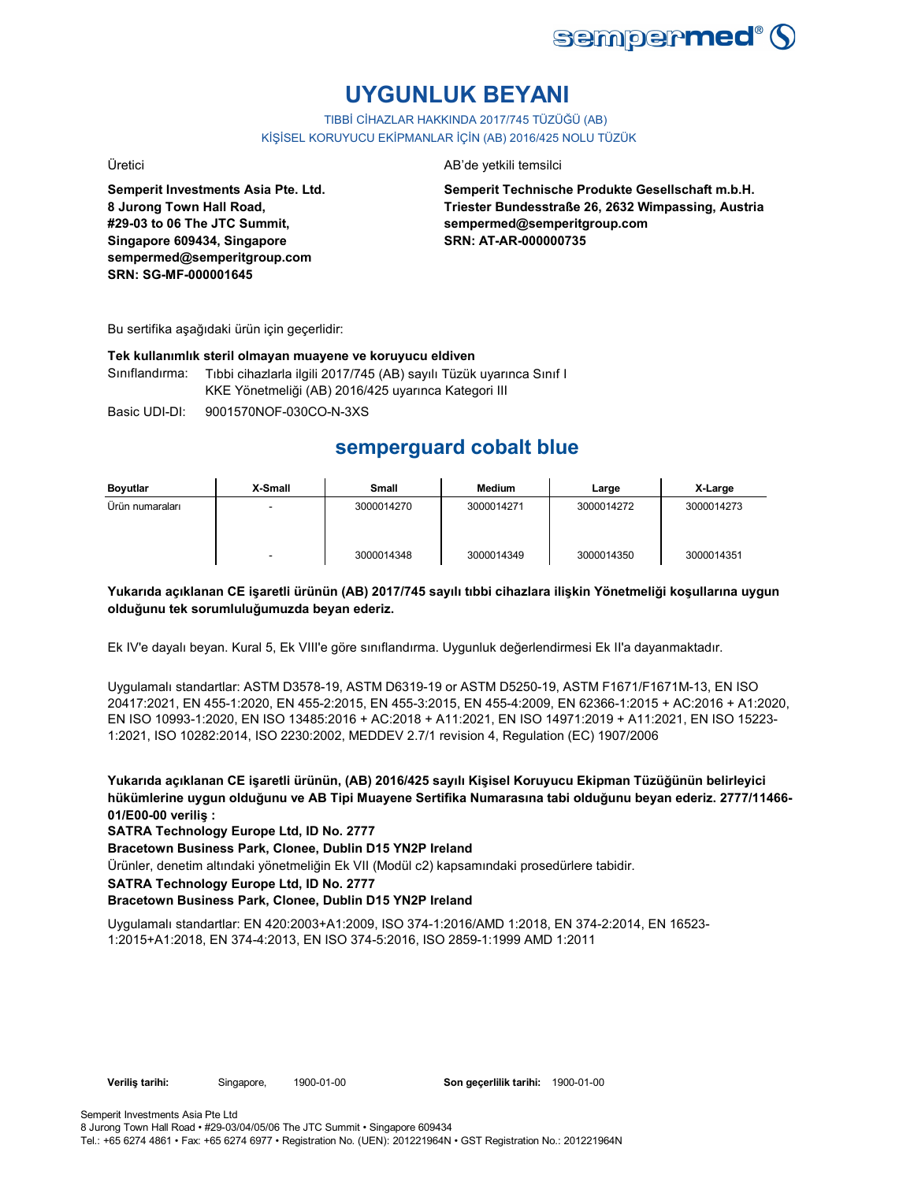# UYGUNLUK BEYANI

TIBBİ CİHAZLAR HAKKINDA 2017/745 TÜZÜĞÜ (AB)

KİŞİSEL KORUYUCU EKİPMANLAR İÇİN (AB) 2016/425 NOLU TÜZÜK

Üretici

**Semperit Investments Asia Pte. Ltd.**
**8 Jurong Town Hall Road,**
**#29-03 to 06 The JTC Summit,**
**Singapore 609434, Singapore**
**sempermed@semperitgroup.com**
**SRN: SG-MF-000001645**

AB'de yetkili temsilci

**Semperit Technische Produkte Gesellschaft m.b.H.**
**Triester Bundesstraße 26, 2632 Wimpassing, Austria**
**sempermed@semperitgroup.com**
**SRN: AT-AR-000000735**

Bu sertifika aşağıdaki ürün için geçerlidir:

**Tek kullanımlık steril olmayan muayene ve koruyucu eldiven**

Sınıflandırma: Tıbbi cihazlarla ilgili 2017/745 (AB) sayılı Tüzük uyarınca Sınıf I
KKE Yönetmeliği (AB) 2016/425 uyarınca Kategori III

Basic UDI-DI: 9001570NOF-030CO-N-3XS

## semperguard cobalt blue

| Boyutlar | X-Small | Small | Medium | Large | X-Large |
|---|---|---|---|---|---|
| Ürün numaraları | - | 3000014270 | 3000014271 | 3000014272 | 3000014273 |
| | - | 3000014348 | 3000014349 | 3000014350 | 3000014351 |

**Yukarıda açıklanan CE işaretli ürünün (AB) 2017/745 sayılı tıbbi cihazlara ilişkin Yönetmeliği koşullarına uygun olduğunu tek sorumluluğumuzda beyan ederiz.**

Ek IV'e dayalı beyan. Kural 5, Ek VIII'e göre sınıflandırma. Uygunluk değerlendirmesi Ek II'a dayanmaktadır.

Uygulamalı standartlar: ASTM D3578-19, ASTM D6319-19 or ASTM D5250-19, ASTM F1671/F1671M-13, EN ISO 20417:2021, EN 455-1:2020, EN 455-2:2015, EN 455-3:2015, EN 455-4:2009, EN 62366-1:2015 + AC:2016 + A1:2020, EN ISO 10993-1:2020, EN ISO 13485:2016 + AC:2018 + A11:2021, EN ISO 14971:2019 + A11:2021, EN ISO 15223-1:2021, ISO 10282:2014, ISO 2230:2002, MEDDEV 2.7/1 revision 4, Regulation (EC) 1907/2006

**Yukarıda açıklanan CE işaretli ürünün, (AB) 2016/425 sayılı Kişisel Koruyucu Ekipman Tüzüğünün belirleyici hükümlerine uygun olduğunu ve AB Tipi Muayene Sertifika Numarasına tabi olduğunu beyan ederiz. 2777/11466-01/E00-00 veriliş :**

**SATRA Technology Europe Ltd, ID No. 2777**

**Bracetown Business Park, Clonee, Dublin D15 YN2P Ireland**

Ürünler, denetim altındaki yönetmeliğin Ek VII (Modül c2) kapsamındaki prosedürlere tabidir.

**SATRA Technology Europe Ltd, ID No. 2777**

**Bracetown Business Park, Clonee, Dublin D15 YN2P Ireland**

Uygulamalı standartlar: EN 420:2003+A1:2009, ISO 374-1:2016/AMD 1:2018, EN 374-2:2014, EN 16523-1:2015+A1:2018, EN 374-4:2013, EN ISO 374-5:2016, ISO 2859-1:1999 AMD 1:2011

**Veriliş tarihi:** Singapore, 1900-01-00 **Son geçerlilik tarihi:** 1900-01-00

Semperit Investments Asia Pte Ltd
8 Jurong Town Hall Road • #29-03/04/05/06 The JTC Summit • Singapore 609434
Tel.: +65 6274 4861 • Fax: +65 6274 6977 • Registration No. (UEN): 201221964N • GST Registration No.: 201221964N